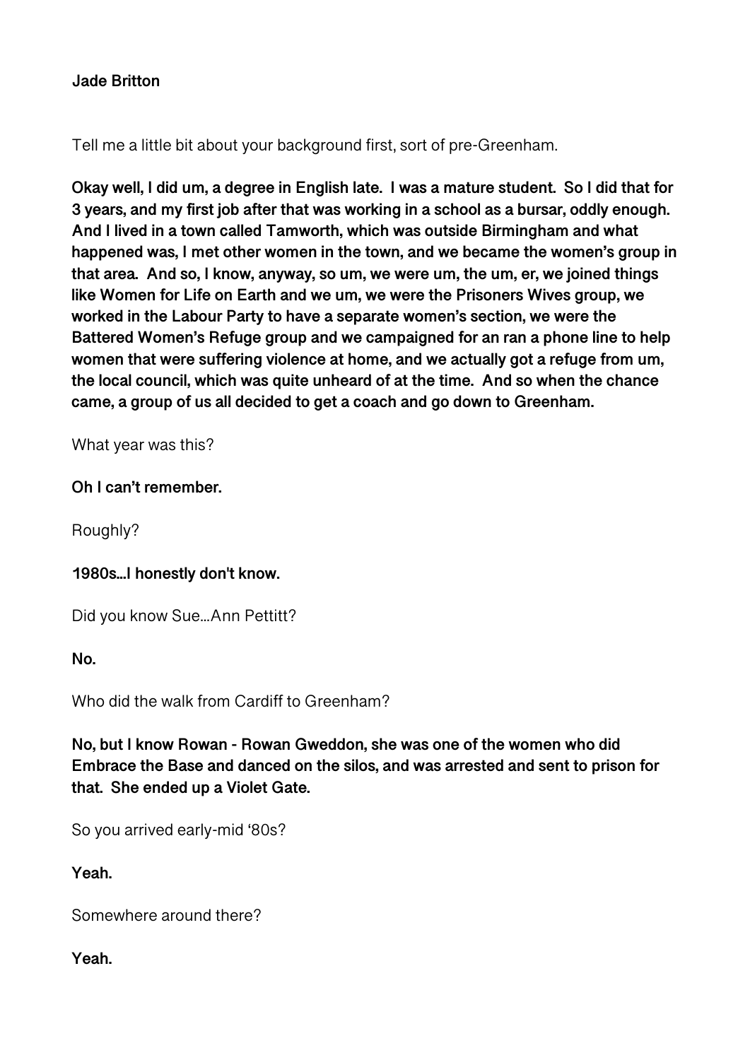**Jade Britton**

Tell me a little bit about your background first, sort of pre-Greenham.

**Okay well, I did um, a degree in English late. I was a mature student. So I did that for 3 years, and my first job after that was working in a school as a bursar, oddly enough. And I lived in a town called Tamworth, which was outside Birmingham and what happened was, I met other women in the town, and we became the women's group in that area. And so, I know, anyway, so um, we were um, the um, er, we joined things like Women for Life on Earth and we um, we were the Prisoners Wives group, we worked in the Labour Party to have a separate women's section, we were the Battered Women's Refuge group and we campaigned for an ran a phone line to help women that were suffering violence at home, and we actually got a refuge from um, the local council, which was quite unheard of at the time. And so when the chance came, a group of us all decided to get a coach and go down to Greenham.**

What year was this?

**Oh I can't remember.**

Roughly?

**1980s...I honestly don't know.**

Did you know Sue...Ann Pettitt?

**No.**

Who did the walk from Cardiff to Greenham?

**No, but I know Rowan - Rowan Gweddon, she was one of the women who did Embrace the Base and danced on the silos, and was arrested and sent to prison for that. She ended up a Violet Gate.**

So you arrived early-mid '80s?

**Yeah.**

Somewhere around there?

**Yeah.**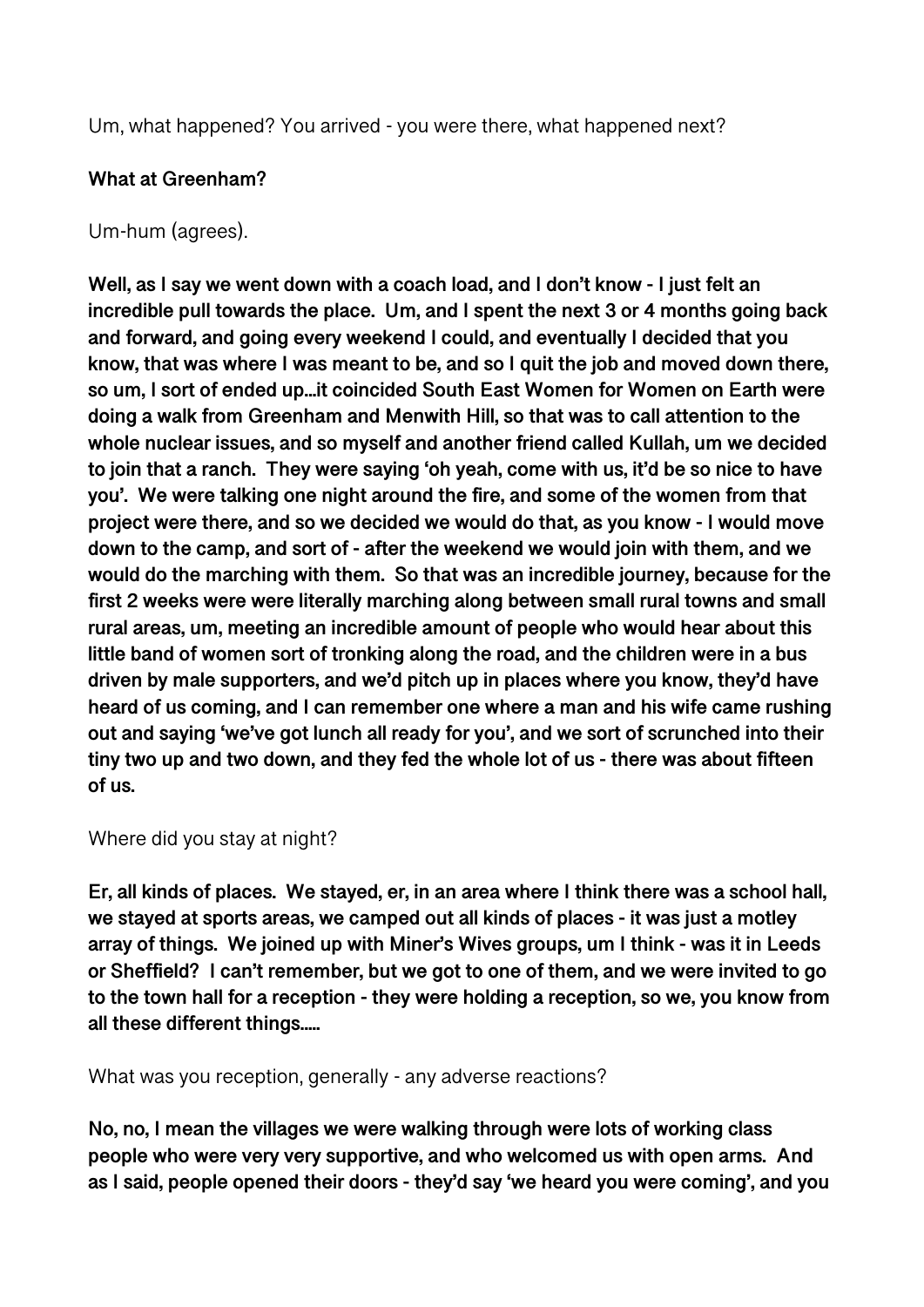Um, what happened? You arrived - you were there, what happened next?

**What at Greenham?**

Um-hum (agrees).

**Well, as I say we went down with a coach load, and I don't know - I just felt an incredible pull towards the place. Um, and I spent the next 3 or 4 months going back and forward, and going every weekend I could, and eventually I decided that you know, that was where I was meant to be, and so I quit the job and moved down there, so um, I sort of ended up...it coincided South East Women for Women on Earth were doing a walk from Greenham and Menwith Hill, so that was to call attention to the whole nuclear issues, and so myself and another friend called Kullah, um we decided to join that a ranch. They were saying 'oh yeah, come with us, it'd be so nice to have you'. We were talking one night around the fire, and some of the women from that project were there, and so we decided we would do that, as you know - I would move down to the camp, and sort of - after the weekend we would join with them, and we would do the marching with them. So that was an incredible journey, because for the first 2 weeks were were literally marching along between small rural towns and small rural areas, um, meeting an incredible amount of people who would hear about this little band of women sort of tronking along the road, and the children were in a bus driven by male supporters, and we'd pitch up in places where you know, they'd have heard of us coming, and I can remember one where a man and his wife came rushing out and saying 'we've got lunch all ready for you', and we sort of scrunched into their tiny two up and two down, and they fed the whole lot of us - there was about fifteen of us.**

Where did you stay at night?

**Er, all kinds of places. We stayed, er, in an area where I think there was a school hall, we stayed at sports areas, we camped out all kinds of places - it was just a motley array of things. We joined up with Miner's Wives groups, um I think - was it in Leeds or Sheffield? I can't remember, but we got to one of them, and we were invited to go to the town hall for a reception - they were holding a reception, so we, you know from all these different things.....**

What was you reception, generally - any adverse reactions?

**No, no, I mean the villages we were walking through were lots of working class people who were very very supportive, and who welcomed us with open arms. And as I said, people opened their doors - they'd say 'we heard you were coming', and you**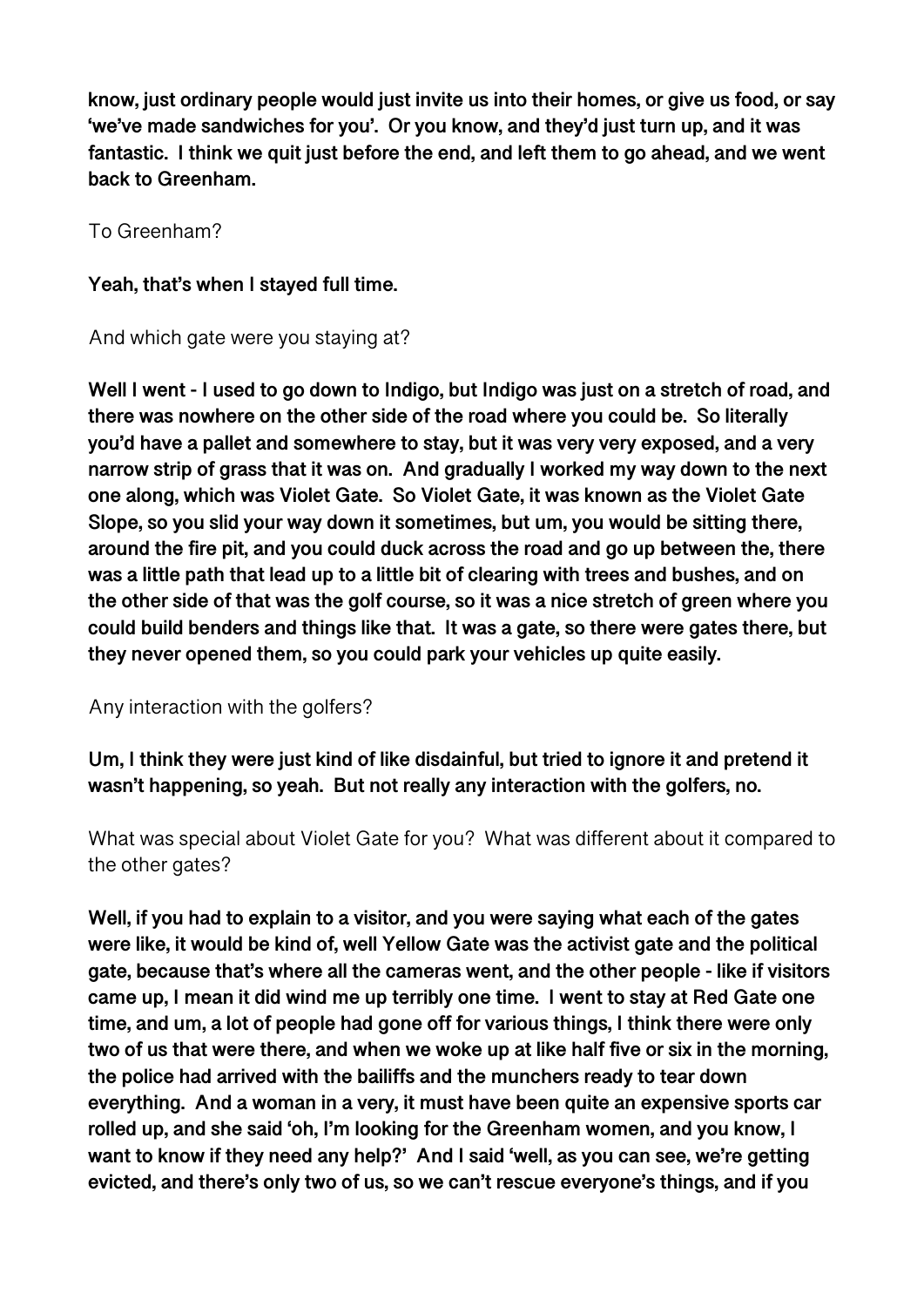**know, just ordinary people would just invite us into their homes, or give us food, or say 'we've made sandwiches for you'. Or you know, and they'd just turn up, and it was fantastic. I think we quit just before the end, and left them to go ahead, and we went back to Greenham.**

To Greenham?

**Yeah, that's when I stayed full time.**

And which gate were you staying at?

**Well I went - I used to go down to Indigo, but Indigo was just on a stretch of road, and there was nowhere on the other side of the road where you could be. So literally you'd have a pallet and somewhere to stay, but it was very very exposed, and a very narrow strip of grass that it was on. And gradually I worked my way down to the next one along, which was Violet Gate. So Violet Gate, it was known as the Violet Gate Slope, so you slid your way down it sometimes, but um, you would be sitting there, around the fire pit, and you could duck across the road and go up between the, there was a little path that lead up to a little bit of clearing with trees and bushes, and on the other side of that was the golf course, so it was a nice stretch of green where you could build benders and things like that. It was a gate, so there were gates there, but they never opened them, so you could park your vehicles up quite easily.**

Any interaction with the golfers?

**Um, I think they were just kind of like disdainful, but tried to ignore it and pretend it wasn't happening, so yeah. But not really any interaction with the golfers, no.**

What was special about Violet Gate for you? What was different about it compared to the other gates?

**Well, if you had to explain to a visitor, and you were saying what each of the gates were like, it would be kind of, well Yellow Gate was the activist gate and the political gate, because that's where all the cameras went, and the other people - like if visitors came up, I mean it did wind me up terribly one time. I went to stay at Red Gate one time, and um, a lot of people had gone off for various things, I think there were only two of us that were there, and when we woke up at like half five or six in the morning, the police had arrived with the bailiffs and the munchers ready to tear down everything. And a woman in a very, it must have been quite an expensive sports car rolled up, and she said 'oh, I'm looking for the Greenham women, and you know, I want to know if they need any help?' And I said 'well, as you can see, we're getting evicted, and there's only two of us, so we can't rescue everyone's things, and if you**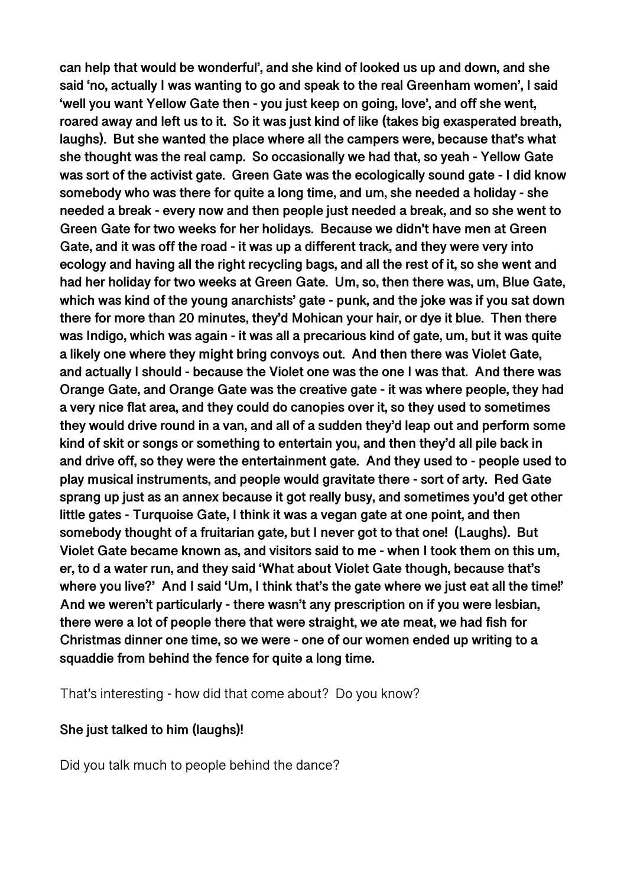**can help that would be wonderful', and she kind of looked us up and down, and she said 'no, actually I was wanting to go and speak to the real Greenham women', I said 'well you want Yellow Gate then - you just keep on going, love', and off she went, roared away and left us to it. So it was just kind of like (takes big exasperated breath, laughs). But she wanted the place where all the campers were, because that's what she thought was the real camp. So occasionally we had that, so yeah - Yellow Gate was sort of the activist gate. Green Gate was the ecologically sound gate - I did know somebody who was there for quite a long time, and um, she needed a holiday - she needed a break - every now and then people just needed a break, and so she went to Green Gate for two weeks for her holidays. Because we didn't have men at Green Gate, and it was off the road - it was up a different track, and they were very into ecology and having all the right recycling bags, and all the rest of it, so she went and had her holiday for two weeks at Green Gate. Um, so, then there was, um, Blue Gate, which was kind of the young anarchists' gate - punk, and the joke was if you sat down there for more than 20 minutes, they'd Mohican your hair, or dye it blue. Then there was Indigo, which was again - it was all a precarious kind of gate, um, but it was quite a likely one where they might bring convoys out. And then there was Violet Gate, and actually I should - because the Violet one was the one I was that. And there was Orange Gate, and Orange Gate was the creative gate - it was where people, they had a very nice flat area, and they could do canopies over it, so they used to sometimes they would drive round in a van, and all of a sudden they'd leap out and perform some kind of skit or songs or something to entertain you, and then they'd all pile back in and drive off, so they were the entertainment gate. And they used to - people used to play musical instruments, and people would gravitate there - sort of arty. Red Gate sprang up just as an annex because it got really busy, and sometimes you'd get other little gates - Turquoise Gate, I think it was a vegan gate at one point, and then somebody thought of a fruitarian gate, but I never got to that one! (Laughs). But Violet Gate became known as, and visitors said to me - when I took them on this um, er, to d a water run, and they said 'What about Violet Gate though, because that's where you live?' And I said 'Um, I think that's the gate where we just eat all the time!' And we weren't particularly - there wasn't any prescription on if you were lesbian, there were a lot of people there that were straight, we ate meat, we had fish for Christmas dinner one time, so we were - one of our women ended up writing to a squaddie from behind the fence for quite a long time.**

That's interesting - how did that come about? Do you know?

**She just talked to him (laughs)!**

Did you talk much to people behind the dance?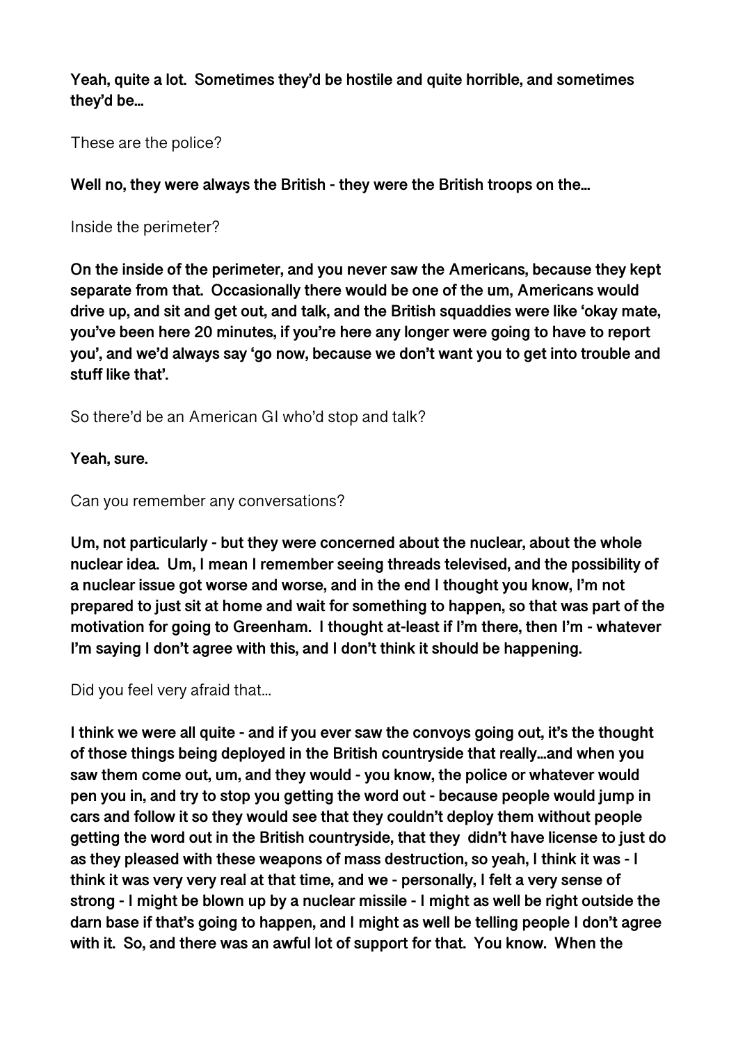**Yeah, quite a lot. Sometimes they'd be hostile and quite horrible, and sometimes they'd be…**

These are the police?

**Well no, they were always the British - they were the British troops on the…**

Inside the perimeter?

**On the inside of the perimeter, and you never saw the Americans, because they kept separate from that. Occasionally there would be one of the um, Americans would drive up, and sit and get out, and talk, and the British squaddies were like 'okay mate, you've been here 20 minutes, if you're here any longer were going to have to report you', and we'd always say 'go now, because we don't want you to get into trouble and stuff like that'.**

So there'd be an American GI who'd stop and talk?

**Yeah, sure.**

Can you remember any conversations?

**Um, not particularly - but they were concerned about the nuclear, about the whole nuclear idea. Um, I mean I remember seeing threads televised, and the possibility of a nuclear issue got worse and worse, and in the end I thought you know, I'm not prepared to just sit at home and wait for something to happen, so that was part of the motivation for going to Greenham. I thought at-least if I'm there, then I'm - whatever I'm saying I don't agree with this, and I don't think it should be happening.**

Did you feel very afraid that…

**I think we were all quite - and if you ever saw the convoys going out, it's the thought of those things being deployed in the British countryside that really…and when you saw them come out, um, and they would - you know, the police or whatever would pen you in, and try to stop you getting the word out - because people would jump in cars and follow it so they would see that they couldn't deploy them without people getting the word out in the British countryside, that they didn't have license to just do as they pleased with these weapons of mass destruction, so yeah, I think it was - I think it was very very real at that time, and we - personally, I felt a very sense of strong - I might be blown up by a nuclear missile - I might as well be right outside the darn base if that's going to happen, and I might as well be telling people I don't agree with it. So, and there was an awful lot of support for that. You know. When the**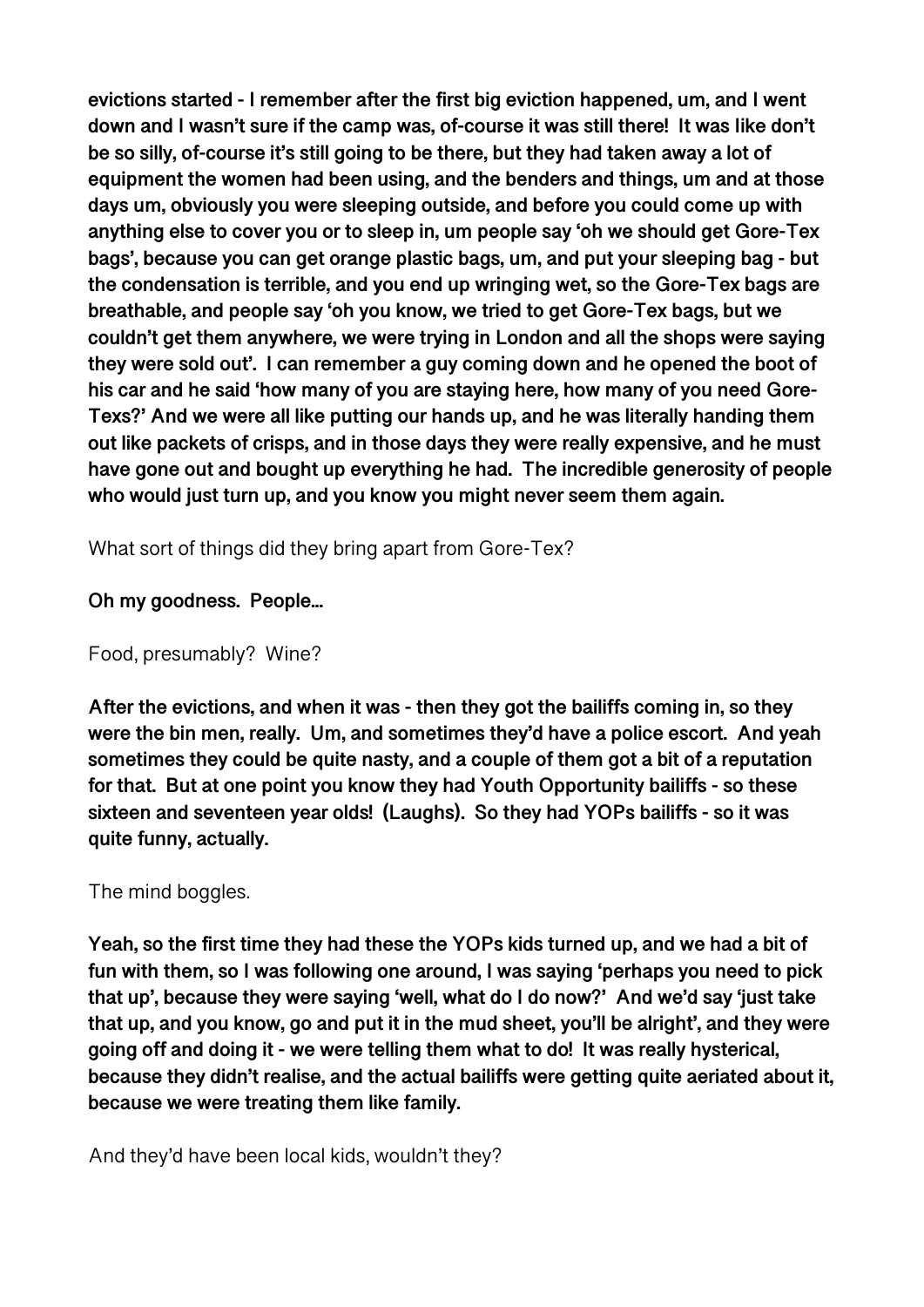**evictions started - I remember after the first big eviction happened, um, and I went down and I wasn't sure if the camp was, of-course it was still there! It was like don't be so silly, of-course it's still going to be there, but they had taken away a lot of equipment the women had been using, and the benders and things, um and at those days um, obviously you were sleeping outside, and before you could come up with anything else to cover you or to sleep in, um people say 'oh we should get Gore-Tex bags', because you can get orange plastic bags, um, and put your sleeping bag - but the condensation is terrible, and you end up wringing wet, so the Gore-Tex bags are breathable, and people say 'oh you know, we tried to get Gore-Tex bags, but we couldn't get them anywhere, we were trying in London and all the shops were saying they were sold out'. I can remember a guy coming down and he opened the boot of his car and he said 'how many of you are staying here, how many of you need Gore-Texs?' And we were all like putting our hands up, and he was literally handing them out like packets of crisps, and in those days they were really expensive, and he must have gone out and bought up everything he had. The incredible generosity of people who would just turn up, and you know you might never seem them again.**

What sort of things did they bring apart from Gore-Tex?

**Oh my goodness. People…**

Food, presumably? Wine?

**After the evictions, and when it was - then they got the bailiffs coming in, so they were the bin men, really. Um, and sometimes they'd have a police escort. And yeah sometimes they could be quite nasty, and a couple of them got a bit of a reputation for that. But at one point you know they had Youth Opportunity bailiffs - so these sixteen and seventeen year olds! (Laughs). So they had YOPs bailiffs - so it was quite funny, actually.**

The mind boggles.

**Yeah, so the first time they had these the YOPs kids turned up, and we had a bit of fun with them, so I was following one around, I was saying 'perhaps you need to pick that up', because they were saying 'well, what do I do now?' And we'd say 'just take that up, and you know, go and put it in the mud sheet, you'll be alright', and they were going off and doing it - we were telling them what to do! It was really hysterical, because they didn't realise, and the actual bailiffs were getting quite aeriated about it, because we were treating them like family.**

And they'd have been local kids, wouldn't they?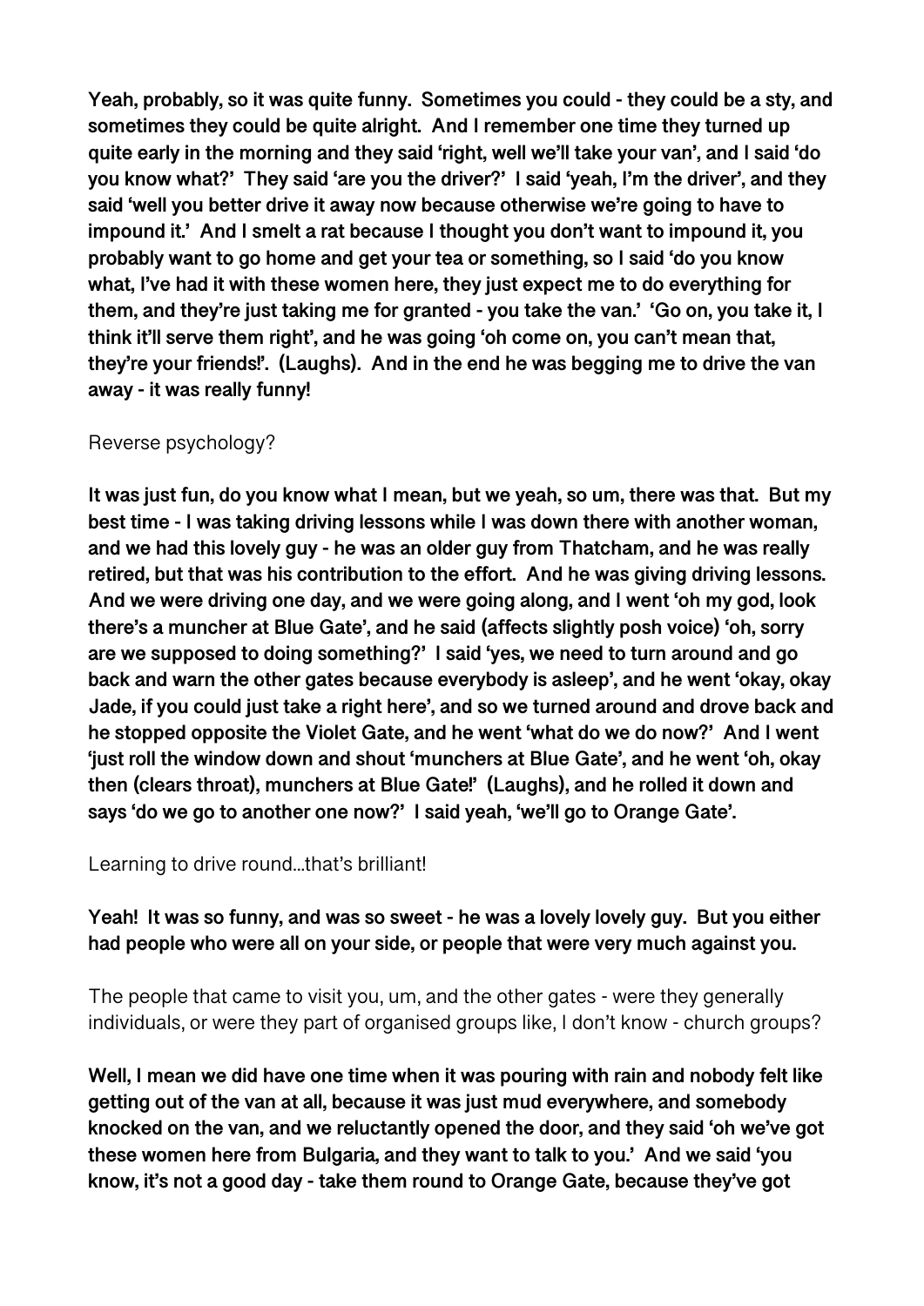**Yeah, probably, so it was quite funny. Sometimes you could - they could be a sty, and sometimes they could be quite alright. And I remember one time they turned up quite early in the morning and they said 'right, well we'll take your van', and I said 'do you know what?' They said 'are you the driver?' I said 'yeah, I'm the driver', and they said 'well you better drive it away now because otherwise we're going to have to impound it.' And I smelt a rat because I thought you don't want to impound it, you probably want to go home and get your tea or something, so I said 'do you know what, I've had it with these women here, they just expect me to do everything for them, and they're just taking me for granted - you take the van.' 'Go on, you take it, I think it'll serve them right', and he was going 'oh come on, you can't mean that, they're your friends!'. (Laughs). And in the end he was begging me to drive the van away - it was really funny!**

Reverse psychology?

**It was just fun, do you know what I mean, but we yeah, so um, there was that. But my best time - I was taking driving lessons while I was down there with another woman, and we had this lovely guy - he was an older guy from Thatcham, and he was really retired, but that was his contribution to the effort. And he was giving driving lessons. And we were driving one day, and we were going along, and I went 'oh my god, look there's a muncher at Blue Gate', and he said (affects slightly posh voice) 'oh, sorry are we supposed to doing something?' I said 'yes, we need to turn around and go back and warn the other gates because everybody is asleep', and he went 'okay, okay Jade, if you could just take a right here', and so we turned around and drove back and he stopped opposite the Violet Gate, and he went 'what do we do now?' And I went 'just roll the window down and shout 'munchers at Blue Gate', and he went 'oh, okay then (clears throat), munchers at Blue Gate!' (Laughs), and he rolled it down and says 'do we go to another one now?' I said yeah, 'we'll go to Orange Gate'.**

Learning to drive round...that's brilliant!

**Yeah! It was so funny, and was so sweet - he was a lovely lovely guy. But you either had people who were all on your side, or people that were very much against you.**

The people that came to visit you, um, and the other gates - were they generally individuals, or were they part of organised groups like, I don't know - church groups?

**Well, I mean we did have one time when it was pouring with rain and nobody felt like getting out of the van at all, because it was just mud everywhere, and somebody knocked on the van, and we reluctantly opened the door, and they said 'oh we've got these women here from Bulgaria, and they want to talk to you.' And we said 'you know, it's not a good day - take them round to Orange Gate, because they've got**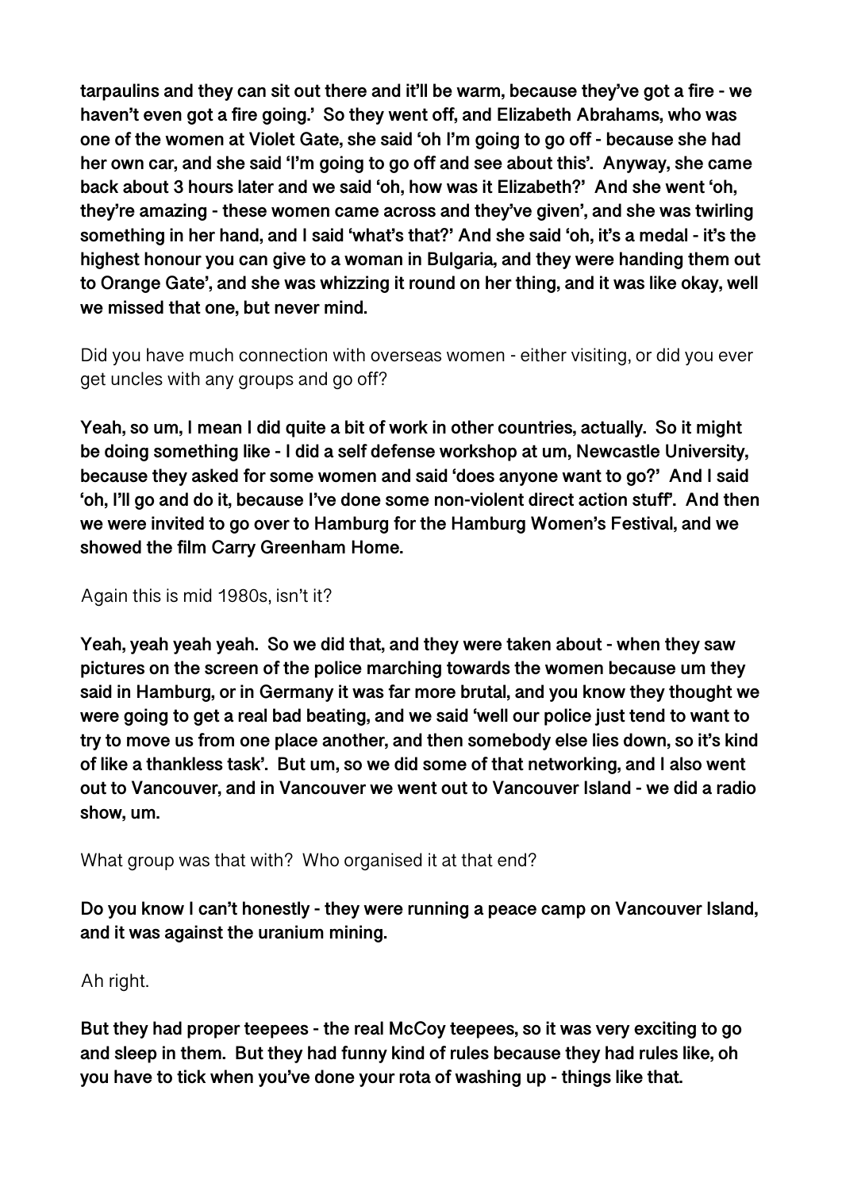**tarpaulins and they can sit out there and it'll be warm, because they've got a fire - we haven't even got a fire going.' So they went off, and Elizabeth Abrahams, who was one of the women at Violet Gate, she said 'oh I'm going to go off - because she had her own car, and she said 'I'm going to go off and see about this'. Anyway, she came back about 3 hours later and we said 'oh, how was it Elizabeth?' And she went 'oh, they're amazing - these women came across and they've given', and she was twirling something in her hand, and I said 'what's that?' And she said 'oh, it's a medal - it's the highest honour you can give to a woman in Bulgaria, and they were handing them out to Orange Gate', and she was whizzing it round on her thing, and it was like okay, well we missed that one, but never mind.**

Did you have much connection with overseas women - either visiting, or did you ever get uncles with any groups and go off?

**Yeah, so um, I mean I did quite a bit of work in other countries, actually. So it might be doing something like - I did a self defense workshop at um, Newcastle University, because they asked for some women and said 'does anyone want to go?' And I said 'oh, I'll go and do it, because I've done some non-violent direct action stuff'. And then we were invited to go over to Hamburg for the Hamburg Women's Festival, and we showed the film Carry Greenham Home.**

Again this is mid 1980s, isn't it?

**Yeah, yeah yeah yeah. So we did that, and they were taken about - when they saw pictures on the screen of the police marching towards the women because um they said in Hamburg, or in Germany it was far more brutal, and you know they thought we were going to get a real bad beating, and we said 'well our police just tend to want to try to move us from one place another, and then somebody else lies down, so it's kind of like a thankless task'. But um, so we did some of that networking, and I also went out to Vancouver, and in Vancouver we went out to Vancouver Island - we did a radio show, um.**

What group was that with? Who organised it at that end?

**Do you know I can't honestly - they were running a peace camp on Vancouver Island, and it was against the uranium mining.**

Ah right.

**But they had proper teepees - the real McCoy teepees, so it was very exciting to go and sleep in them. But they had funny kind of rules because they had rules like, oh you have to tick when you've done your rota of washing up - things like that.**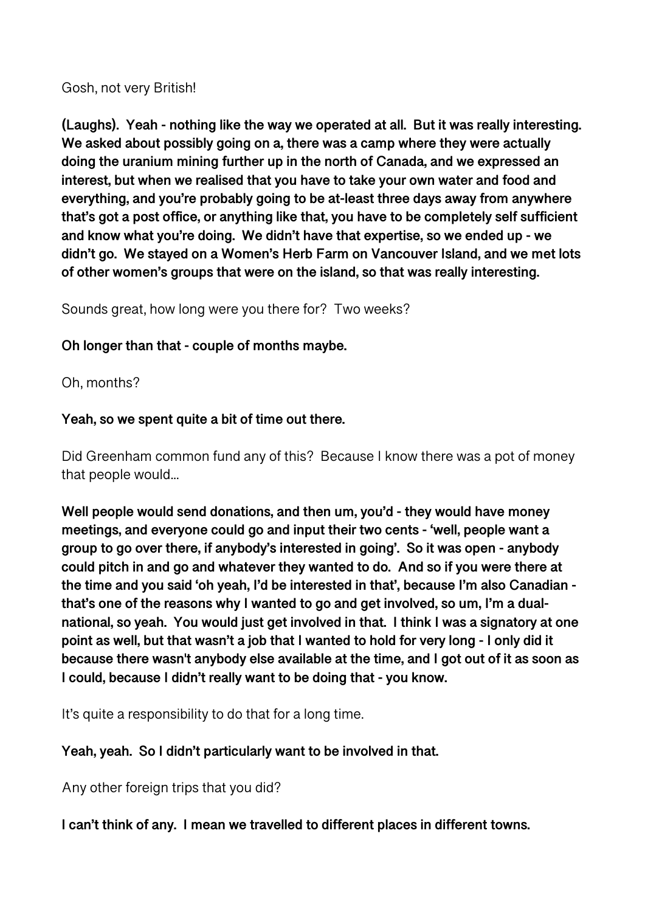Gosh, not very British!

**(Laughs). Yeah - nothing like the way we operated at all. But it was really interesting. We asked about possibly going on a, there was a camp where they were actually doing the uranium mining further up in the north of Canada, and we expressed an interest, but when we realised that you have to take your own water and food and everything, and you're probably going to be at-least three days away from anywhere that's got a post office, or anything like that, you have to be completely self sufficient and know what you're doing. We didn't have that expertise, so we ended up - we didn't go. We stayed on a Women's Herb Farm on Vancouver Island, and we met lots of other women's groups that were on the island, so that was really interesting.**

Sounds great, how long were you there for? Two weeks?

**Oh longer than that - couple of months maybe.**

Oh, months?

**Yeah, so we spent quite a bit of time out there.**

Did Greenham common fund any of this? Because I know there was a pot of money that people would...

**Well people would send donations, and then um, you'd - they would have money meetings, and everyone could go and input their two cents - 'well, people want a group to go over there, if anybody's interested in going'. So it was open - anybody could pitch in and go and whatever they wanted to do. And so if you were there at the time and you said 'oh yeah, I'd be interested in that', because I'm also Canadian - that's one of the reasons why I wanted to go and get involved, so um, I'm a dual-national, so yeah. You would just get involved in that. I think I was a signatory at one point as well, but that wasn't a job that I wanted to hold for very long - I only did it because there wasn't anybody else available at the time, and I got out of it as soon as I could, because I didn't really want to be doing that - you know.**

It's quite a responsibility to do that for a long time.

**Yeah, yeah. So I didn't particularly want to be involved in that.**

Any other foreign trips that you did?

**I can't think of any. I mean we travelled to different places in different towns.**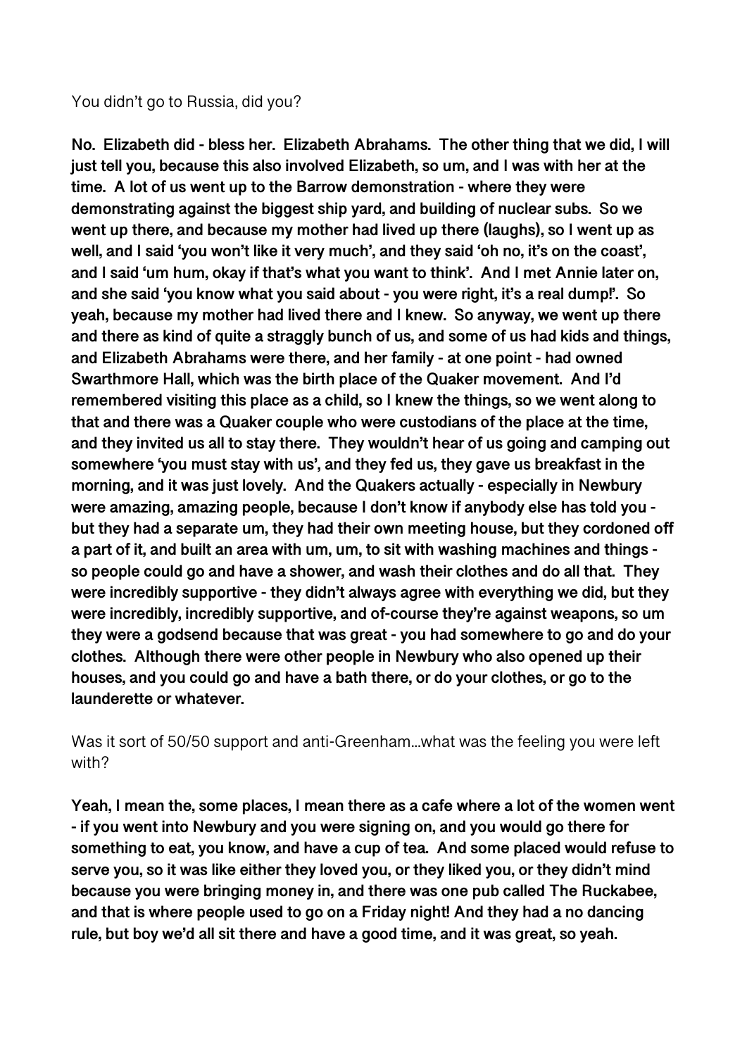You didn't go to Russia, did you?

**No. Elizabeth did - bless her. Elizabeth Abrahams. The other thing that we did, I will just tell you, because this also involved Elizabeth, so um, and I was with her at the time. A lot of us went up to the Barrow demonstration - where they were demonstrating against the biggest ship yard, and building of nuclear subs. So we went up there, and because my mother had lived up there (laughs), so I went up as well, and I said 'you won't like it very much', and they said 'oh no, it's on the coast', and I said 'um hum, okay if that's what you want to think'. And I met Annie later on, and she said 'you know what you said about - you were right, it's a real dump!'. So yeah, because my mother had lived there and I knew. So anyway, we went up there and there as kind of quite a straggly bunch of us, and some of us had kids and things, and Elizabeth Abrahams were there, and her family - at one point - had owned Swarthmore Hall, which was the birth place of the Quaker movement. And I'd remembered visiting this place as a child, so I knew the things, so we went along to that and there was a Quaker couple who were custodians of the place at the time, and they invited us all to stay there. They wouldn't hear of us going and camping out somewhere 'you must stay with us', and they fed us, they gave us breakfast in the morning, and it was just lovely. And the Quakers actually - especially in Newbury were amazing, amazing people, because I don't know if anybody else has told you - but they had a separate um, they had their own meeting house, but they cordoned off a part of it, and built an area with um, um, to sit with washing machines and things - so people could go and have a shower, and wash their clothes and do all that. They were incredibly supportive - they didn't always agree with everything we did, but they were incredibly, incredibly supportive, and of-course they're against weapons, so um they were a godsend because that was great - you had somewhere to go and do your clothes. Although there were other people in Newbury who also opened up their houses, and you could go and have a bath there, or do your clothes, or go to the launderette or whatever.**

Was it sort of 50/50 support and anti-Greenham...what was the feeling you were left with?

**Yeah, I mean the, some places, I mean there as a cafe where a lot of the women went - if you went into Newbury and you were signing on, and you would go there for something to eat, you know, and have a cup of tea. And some placed would refuse to serve you, so it was like either they loved you, or they liked you, or they didn't mind because you were bringing money in, and there was one pub called The Ruckabee, and that is where people used to go on a Friday night! And they had a no dancing rule, but boy we'd all sit there and have a good time, and it was great, so yeah.**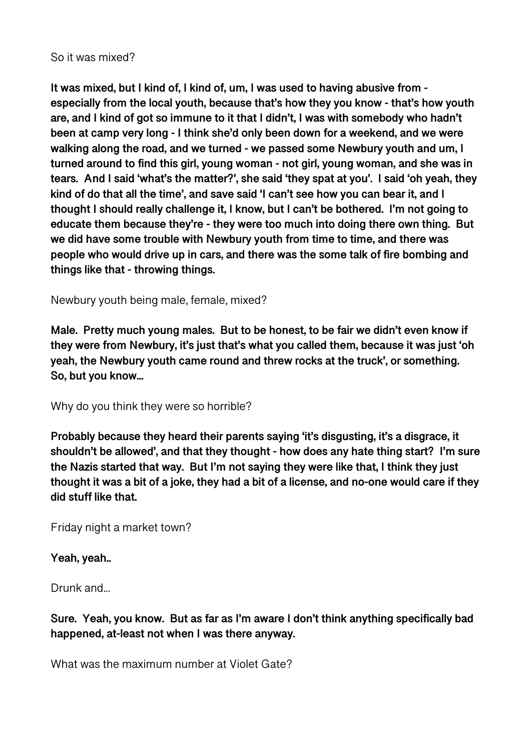So it was mixed?

**It was mixed, but I kind of, I kind of, um, I was used to having abusive from - especially from the local youth, because that's how they you know - that's how youth are, and I kind of got so immune to it that I didn't, I was with somebody who hadn't been at camp very long - I think she'd only been down for a weekend, and we were walking along the road, and we turned - we passed some Newbury youth and um, I turned around to find this girl, young woman - not girl, young woman, and she was in tears. And I said 'what's the matter?', she said 'they spat at you'. I said 'oh yeah, they kind of do that all the time', and save said 'I can't see how you can bear it, and I thought I should really challenge it, I know, but I can't be bothered. I'm not going to educate them because they're - they were too much into doing there own thing. But we did have some trouble with Newbury youth from time to time, and there was people who would drive up in cars, and there was the some talk of fire bombing and things like that - throwing things.**

Newbury youth being male, female, mixed?

**Male. Pretty much young males. But to be honest, to be fair we didn't even know if they were from Newbury, it's just that's what you called them, because it was just 'oh yeah, the Newbury youth came round and threw rocks at the truck', or something. So, but you know...**

Why do you think they were so horrible?

**Probably because they heard their parents saying 'it's disgusting, it's a disgrace, it shouldn't be allowed', and that they thought - how does any hate thing start? I'm sure the Nazis started that way. But I'm not saying they were like that, I think they just thought it was a bit of a joke, they had a bit of a license, and no-one would care if they did stuff like that.**

Friday night a market town?

**Yeah, yeah..**

Drunk and...

**Sure. Yeah, you know. But as far as I'm aware I don't think anything specifically bad happened, at-least not when I was there anyway.**

What was the maximum number at Violet Gate?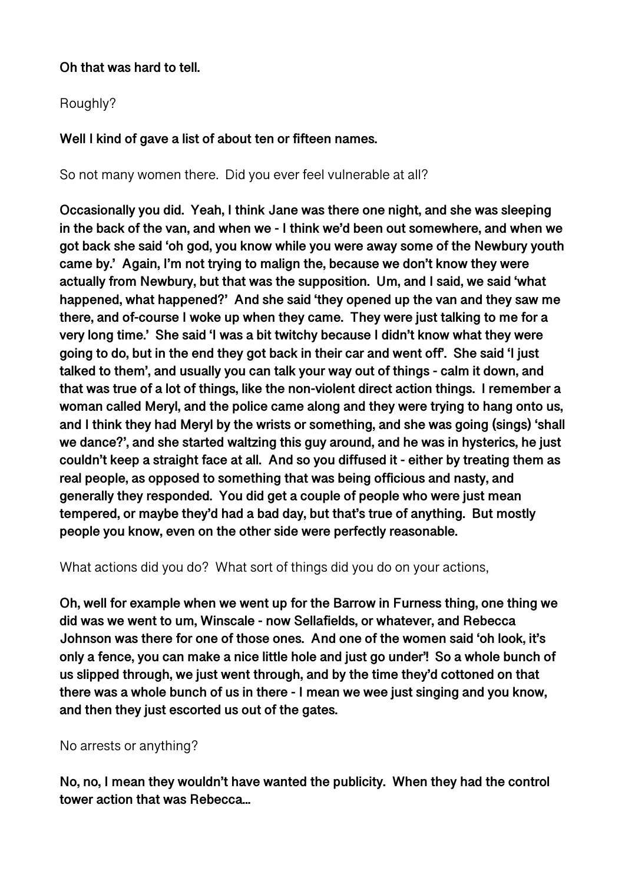**Oh that was hard to tell.**

Roughly?

**Well I kind of gave a list of about ten or fifteen names.**

So not many women there. Did you ever feel vulnerable at all?

**Occasionally you did. Yeah, I think Jane was there one night, and she was sleeping in the back of the van, and when we - I think we'd been out somewhere, and when we got back she said 'oh god, you know while you were away some of the Newbury youth came by.' Again, I'm not trying to malign the, because we don't know they were actually from Newbury, but that was the supposition. Um, and I said, we said 'what happened, what happened?' And she said 'they opened up the van and they saw me there, and of-course I woke up when they came. They were just talking to me for a very long time.' She said 'I was a bit twitchy because I didn't know what they were going to do, but in the end they got back in their car and went off'. She said 'I just talked to them', and usually you can talk your way out of things - calm it down, and that was true of a lot of things, like the non-violent direct action things. I remember a woman called Meryl, and the police came along and they were trying to hang onto us, and I think they had Meryl by the wrists or something, and she was going (sings) 'shall we dance?', and she started waltzing this guy around, and he was in hysterics, he just couldn't keep a straight face at all. And so you diffused it - either by treating them as real people, as opposed to something that was being officious and nasty, and generally they responded. You did get a couple of people who were just mean tempered, or maybe they'd had a bad day, but that's true of anything. But mostly people you know, even on the other side were perfectly reasonable.**

What actions did you do? What sort of things did you do on your actions,

**Oh, well for example when we went up for the Barrow in Furness thing, one thing we did was we went to um, Winscale - now Sellafields, or whatever, and Rebecca Johnson was there for one of those ones. And one of the women said 'oh look, it's only a fence, you can make a nice little hole and just go under'! So a whole bunch of us slipped through, we just went through, and by the time they'd cottoned on that there was a whole bunch of us in there - I mean we wee just singing and you know, and then they just escorted us out of the gates.**

No arrests or anything?

**No, no, I mean they wouldn't have wanted the publicity. When they had the control tower action that was Rebecca...**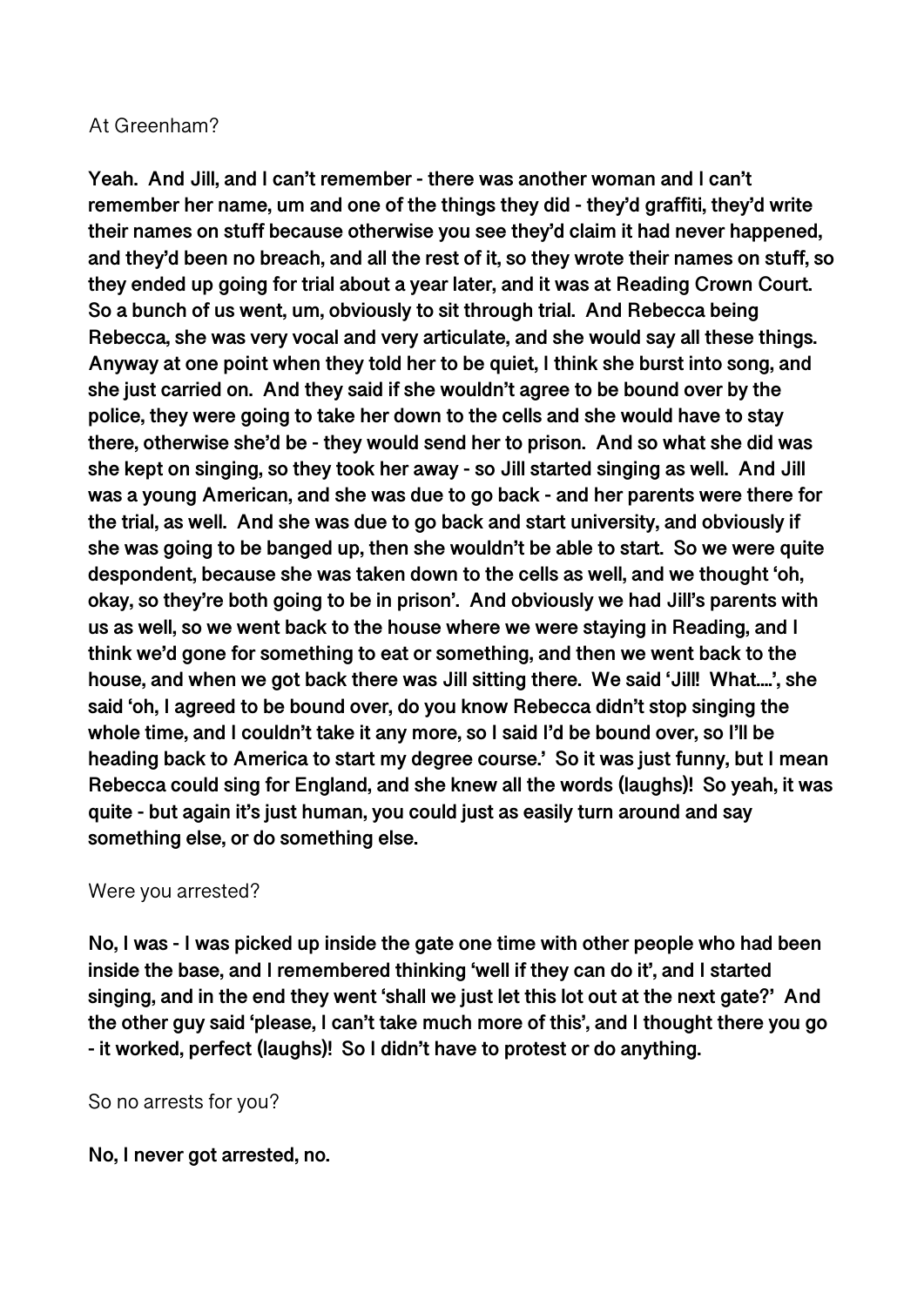At Greenham?

**Yeah. And Jill, and I can't remember - there was another woman and I can't remember her name, um and one of the things they did - they'd graffiti, they'd write their names on stuff because otherwise you see they'd claim it had never happened, and they'd been no breach, and all the rest of it, so they wrote their names on stuff, so they ended up going for trial about a year later, and it was at Reading Crown Court. So a bunch of us went, um, obviously to sit through trial. And Rebecca being Rebecca, she was very vocal and very articulate, and she would say all these things. Anyway at one point when they told her to be quiet, I think she burst into song, and she just carried on. And they said if she wouldn't agree to be bound over by the police, they were going to take her down to the cells and she would have to stay there, otherwise she'd be - they would send her to prison. And so what she did was she kept on singing, so they took her away - so Jill started singing as well. And Jill was a young American, and she was due to go back - and her parents were there for the trial, as well. And she was due to go back and start university, and obviously if she was going to be banged up, then she wouldn't be able to start. So we were quite despondent, because she was taken down to the cells as well, and we thought 'oh, okay, so they're both going to be in prison'. And obviously we had Jill's parents with us as well, so we went back to the house where we were staying in Reading, and I think we'd gone for something to eat or something, and then we went back to the house, and when we got back there was Jill sitting there. We said 'Jill! What....', she said 'oh, I agreed to be bound over, do you know Rebecca didn't stop singing the whole time, and I couldn't take it any more, so I said I'd be bound over, so I'll be heading back to America to start my degree course.' So it was just funny, but I mean Rebecca could sing for England, and she knew all the words (laughs)! So yeah, it was quite - but again it's just human, you could just as easily turn around and say something else, or do something else.**

Were you arrested?

**No, I was - I was picked up inside the gate one time with other people who had been inside the base, and I remembered thinking 'well if they can do it', and I started singing, and in the end they went 'shall we just let this lot out at the next gate?' And the other guy said 'please, I can't take much more of this', and I thought there you go - it worked, perfect (laughs)! So I didn't have to protest or do anything.**

So no arrests for you?

**No, I never got arrested, no.**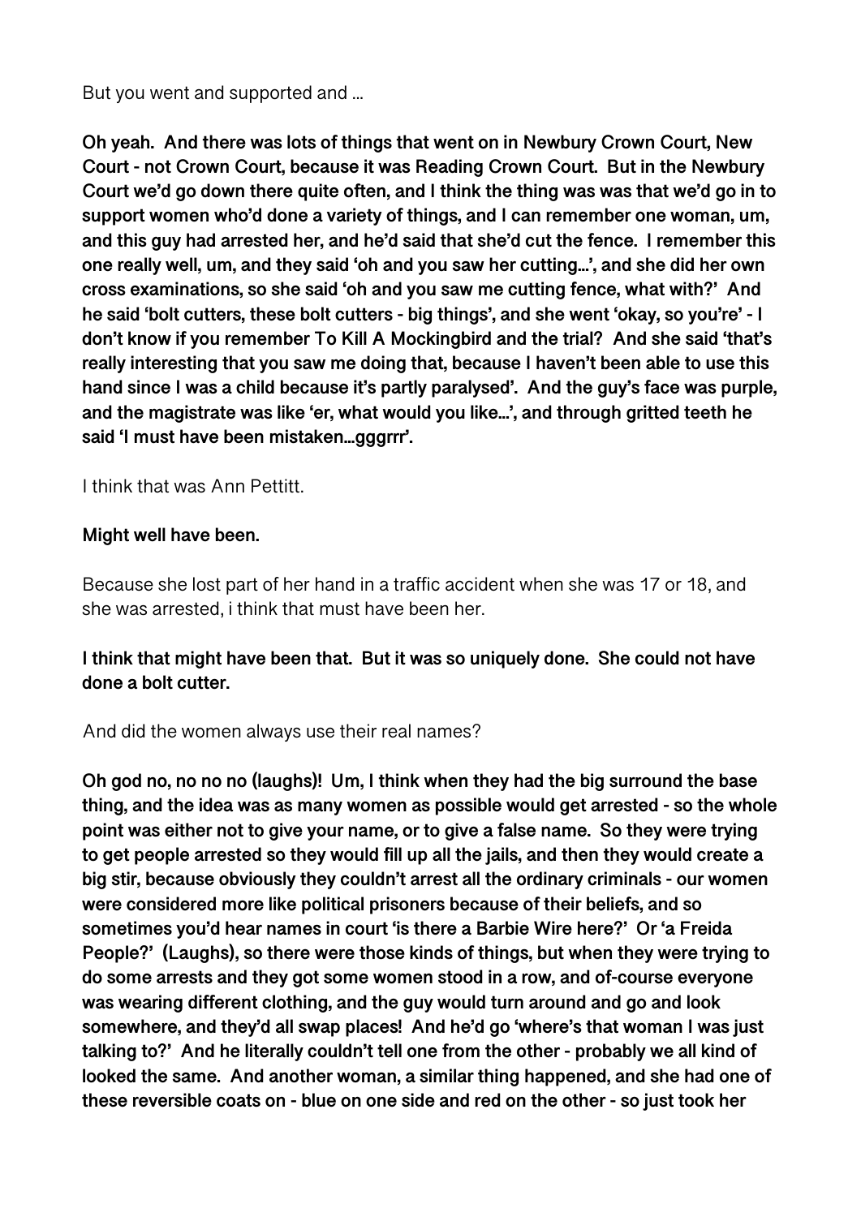But you went and supported and …

**Oh yeah. And there was lots of things that went on in Newbury Crown Court, New Court - not Crown Court, because it was Reading Crown Court. But in the Newbury Court we'd go down there quite often, and I think the thing was was that we'd go in to support women who'd done a variety of things, and I can remember one woman, um, and this guy had arrested her, and he'd said that she'd cut the fence. I remember this one really well, um, and they said 'oh and you saw her cutting…', and she did her own cross examinations, so she said 'oh and you saw me cutting fence, what with?' And he said 'bolt cutters, these bolt cutters - big things', and she went 'okay, so you're' - I don't know if you remember To Kill A Mockingbird and the trial? And she said 'that's really interesting that you saw me doing that, because I haven't been able to use this hand since I was a child because it's partly paralysed'. And the guy's face was purple, and the magistrate was like 'er, what would you like…', and through gritted teeth he said 'I must have been mistaken…gggrrr'.**

I think that was Ann Pettitt.

**Might well have been.**

Because she lost part of her hand in a traffic accident when she was 17 or 18, and she was arrested, i think that must have been her.

**I think that might have been that. But it was so uniquely done. She could not have done a bolt cutter.**

And did the women always use their real names?

**Oh god no, no no no (laughs)! Um, I think when they had the big surround the base thing, and the idea was as many women as possible would get arrested - so the whole point was either not to give your name, or to give a false name. So they were trying to get people arrested so they would fill up all the jails, and then they would create a big stir, because obviously they couldn't arrest all the ordinary criminals - our women were considered more like political prisoners because of their beliefs, and so sometimes you'd hear names in court 'is there a Barbie Wire here?' Or 'a Freida People?' (Laughs), so there were those kinds of things, but when they were trying to do some arrests and they got some women stood in a row, and of-course everyone was wearing different clothing, and the guy would turn around and go and look somewhere, and they'd all swap places! And he'd go 'where's that woman I was just talking to?' And he literally couldn't tell one from the other - probably we all kind of looked the same. And another woman, a similar thing happened, and she had one of these reversible coats on - blue on one side and red on the other - so just took her**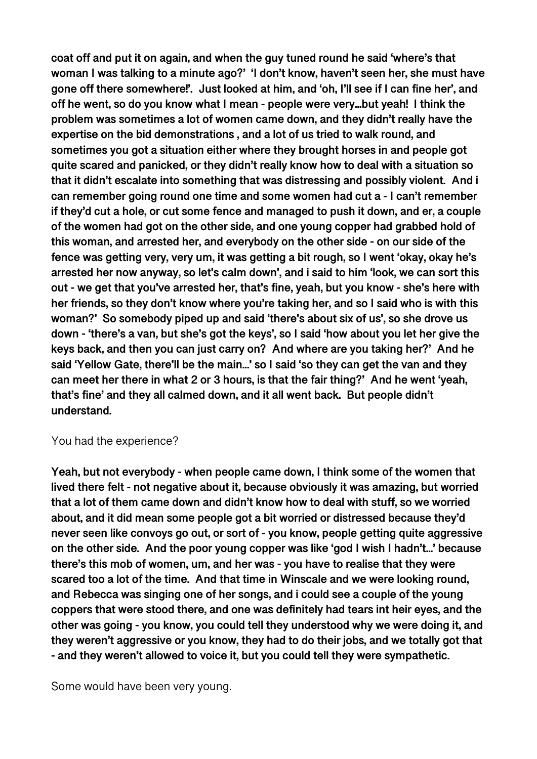**coat off and put it on again, and when the guy tuned round he said 'where's that woman I was talking to a minute ago?' 'I don't know, haven't seen her, she must have gone off there somewhere!'. Just looked at him, and 'oh, I'll see if I can fine her', and off he went, so do you know what I mean - people were very...but yeah! I think the problem was sometimes a lot of women came down, and they didn't really have the expertise on the bid demonstrations , and a lot of us tried to walk round, and sometimes you got a situation either where they brought horses in and people got quite scared and panicked, or they didn't really know how to deal with a situation so that it didn't escalate into something that was distressing and possibly violent. And i can remember going round one time and some women had cut a - I can't remember if they'd cut a hole, or cut some fence and managed to push it down, and er, a couple of the women had got on the other side, and one young copper had grabbed hold of this woman, and arrested her, and everybody on the other side - on our side of the fence was getting very, very um, it was getting a bit rough, so I went 'okay, okay he's arrested her now anyway, so let's calm down', and i said to him 'look, we can sort this out - we get that you've arrested her, that's fine, yeah, but you know - she's here with her friends, so they don't know where you're taking her, and so I said who is with this woman?' So somebody piped up and said 'there's about six of us', so she drove us down - 'there's a van, but she's got the keys', so I said 'how about you let her give the keys back, and then you can just carry on? And where are you taking her?' And he said 'Yellow Gate, there'll be the main...' so I said 'so they can get the van and they can meet her there in what 2 or 3 hours, is that the fair thing?' And he went 'yeah, that's fine' and they all calmed down, and it all went back. But people didn't understand.**

You had the experience?

**Yeah, but not everybody - when people came down, I think some of the women that lived there felt - not negative about it, because obviously it was amazing, but worried that a lot of them came down and didn't know how to deal with stuff, so we worried about, and it did mean some people got a bit worried or distressed because they'd never seen like convoys go out, or sort of - you know, people getting quite aggressive on the other side. And the poor young copper was like 'god I wish I hadn't...' because there's this mob of women, um, and her was - you have to realise that they were scared too a lot of the time. And that time in Winscale and we were looking round, and Rebecca was singing one of her songs, and i could see a couple of the young coppers that were stood there, and one was definitely had tears int heir eyes, and the other was going - you know, you could tell they understood why we were doing it, and they weren't aggressive or you know, they had to do their jobs, and we totally got that - and they weren't allowed to voice it, but you could tell they were sympathetic.**

Some would have been very young.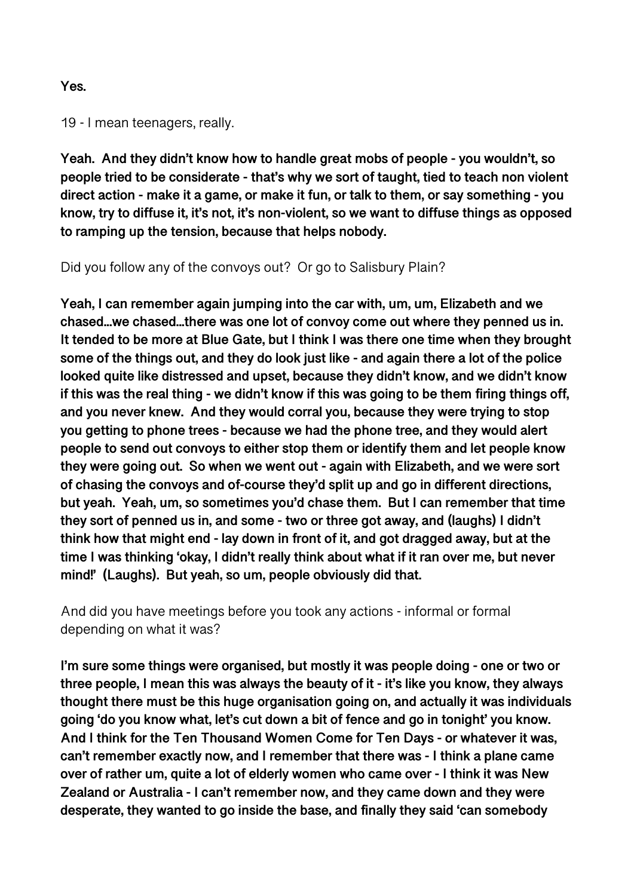**Yes.**

19 - I mean teenagers, really.

**Yeah. And they didn't know how to handle great mobs of people - you wouldn't, so people tried to be considerate - that's why we sort of taught, tied to teach non violent direct action - make it a game, or make it fun, or talk to them, or say something - you know, try to diffuse it, it's not, it's non-violent, so we want to diffuse things as opposed to ramping up the tension, because that helps nobody.**

Did you follow any of the convoys out? Or go to Salisbury Plain?

**Yeah, I can remember again jumping into the car with, um, um, Elizabeth and we chased…we chased…there was one lot of convoy come out where they penned us in. It tended to be more at Blue Gate, but I think I was there one time when they brought some of the things out, and they do look just like - and again there a lot of the police looked quite like distressed and upset, because they didn't know, and we didn't know if this was the real thing - we didn't know if this was going to be them firing things off, and you never knew. And they would corral you, because they were trying to stop you getting to phone trees - because we had the phone tree, and they would alert people to send out convoys to either stop them or identify them and let people know they were going out. So when we went out - again with Elizabeth, and we were sort of chasing the convoys and of-course they'd split up and go in different directions, but yeah. Yeah, um, so sometimes you'd chase them. But I can remember that time they sort of penned us in, and some - two or three got away, and (laughs) I didn't think how that might end - lay down in front of it, and got dragged away, but at the time I was thinking 'okay, I didn't really think about what if it ran over me, but never mind!' (Laughs). But yeah, so um, people obviously did that.**

And did you have meetings before you took any actions - informal or formal depending on what it was?

**I'm sure some things were organised, but mostly it was people doing - one or two or three people, I mean this was always the beauty of it - it's like you know, they always thought there must be this huge organisation going on, and actually it was individuals going 'do you know what, let's cut down a bit of fence and go in tonight' you know. And I think for the Ten Thousand Women Come for Ten Days - or whatever it was, can't remember exactly now, and I remember that there was - I think a plane came over of rather um, quite a lot of elderly women who came over - I think it was New Zealand or Australia - I can't remember now, and they came down and they were desperate, they wanted to go inside the base, and finally they said 'can somebody**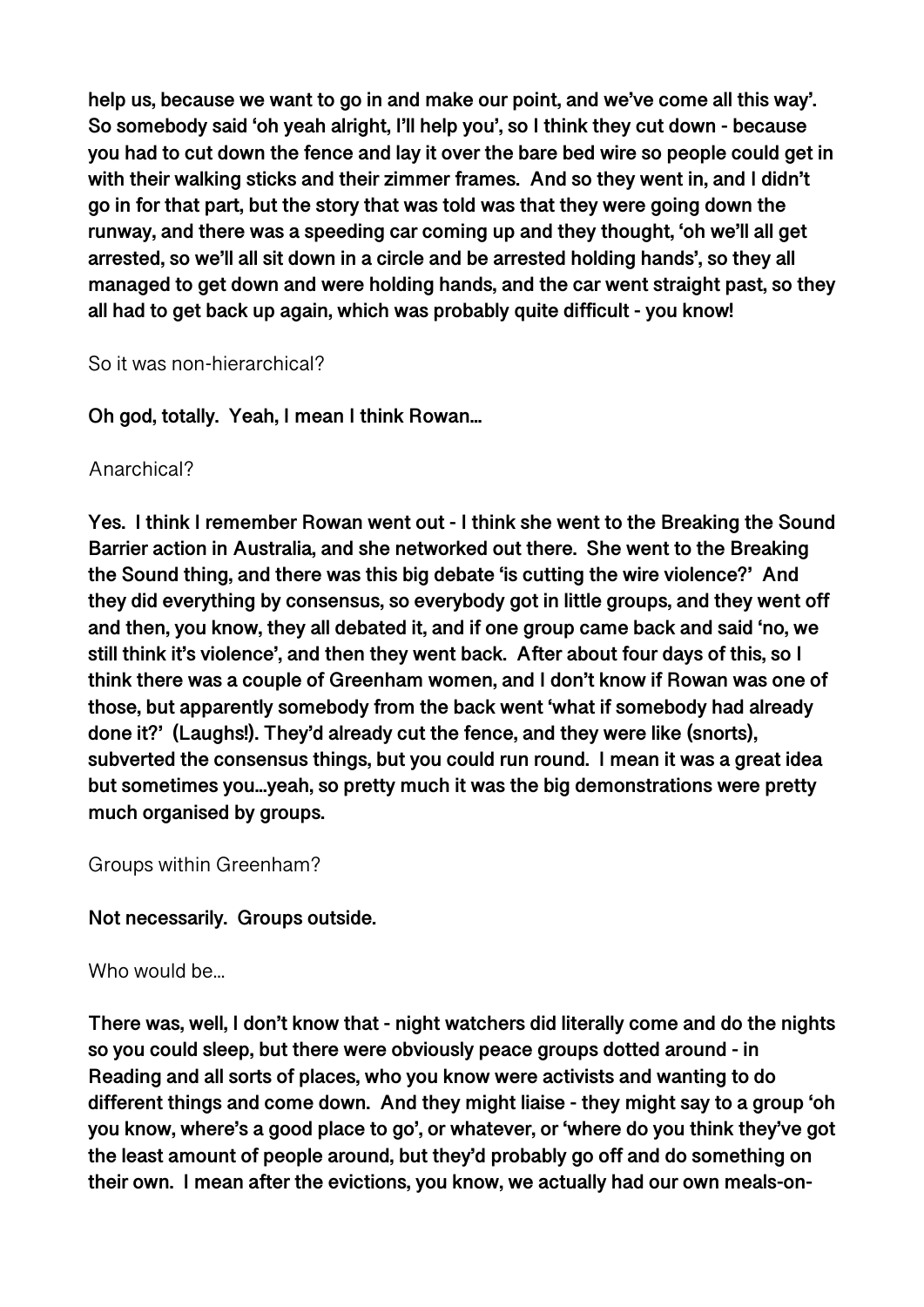**help us, because we want to go in and make our point, and we've come all this way'. So somebody said 'oh yeah alright, I'll help you', so I think they cut down - because you had to cut down the fence and lay it over the bare bed wire so people could get in with their walking sticks and their zimmer frames. And so they went in, and I didn't go in for that part, but the story that was told was that they were going down the runway, and there was a speeding car coming up and they thought, 'oh we'll all get arrested, so we'll all sit down in a circle and be arrested holding hands', so they all managed to get down and were holding hands, and the car went straight past, so they all had to get back up again, which was probably quite difficult - you know!**

So it was non-hierarchical?

**Oh god, totally. Yeah, I mean I think Rowan...**

Anarchical?

**Yes. I think I remember Rowan went out - I think she went to the Breaking the Sound Barrier action in Australia, and she networked out there. She went to the Breaking the Sound thing, and there was this big debate 'is cutting the wire violence?' And they did everything by consensus, so everybody got in little groups, and they went off and then, you know, they all debated it, and if one group came back and said 'no, we still think it's violence', and then they went back. After about four days of this, so I think there was a couple of Greenham women, and I don't know if Rowan was one of those, but apparently somebody from the back went 'what if somebody had already done it?' (Laughs!). They'd already cut the fence, and they were like (snorts), subverted the consensus things, but you could run round. I mean it was a great idea but sometimes you...yeah, so pretty much it was the big demonstrations were pretty much organised by groups.**

Groups within Greenham?

**Not necessarily. Groups outside.**

Who would be...

**There was, well, I don't know that - night watchers did literally come and do the nights so you could sleep, but there were obviously peace groups dotted around - in Reading and all sorts of places, who you know were activists and wanting to do different things and come down. And they might liaise - they might say to a group 'oh you know, where's a good place to go', or whatever, or 'where do you think they've got the least amount of people around, but they'd probably go off and do something on their own. I mean after the evictions, you know, we actually had our own meals-on-**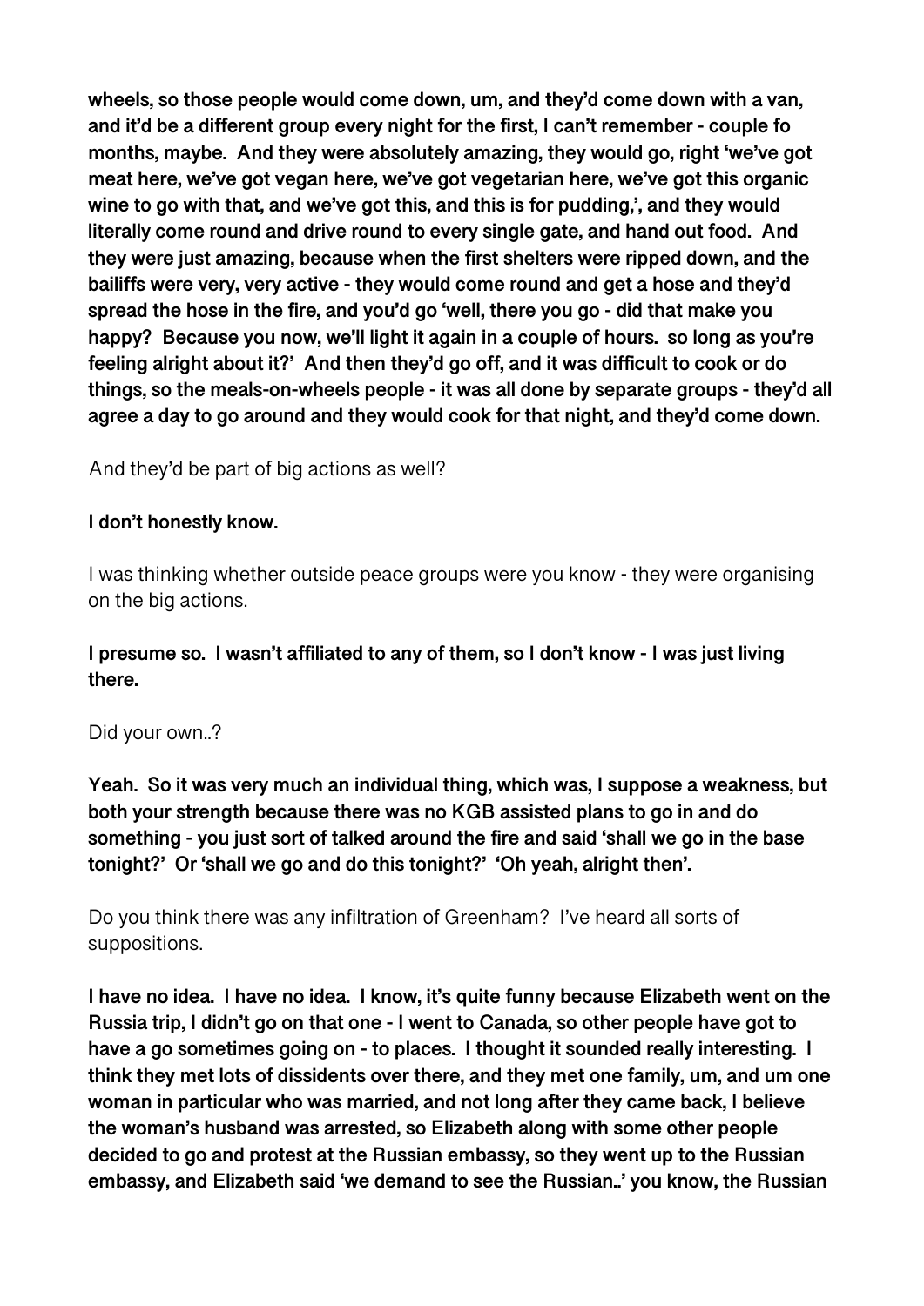**wheels, so those people would come down, um, and they'd come down with a van, and it'd be a different group every night for the first, I can't remember - couple fo months, maybe. And they were absolutely amazing, they would go, right 'we've got meat here, we've got vegan here, we've got vegetarian here, we've got this organic wine to go with that, and we've got this, and this is for pudding,', and they would literally come round and drive round to every single gate, and hand out food. And they were just amazing, because when the first shelters were ripped down, and the bailiffs were very, very active - they would come round and get a hose and they'd spread the hose in the fire, and you'd go 'well, there you go - did that make you happy? Because you now, we'll light it again in a couple of hours. so long as you're feeling alright about it?' And then they'd go off, and it was difficult to cook or do things, so the meals-on-wheels people - it was all done by separate groups - they'd all agree a day to go around and they would cook for that night, and they'd come down.**

And they'd be part of big actions as well?

**I don't honestly know.**

I was thinking whether outside peace groups were you know - they were organising on the big actions.

**I presume so. I wasn't affiliated to any of them, so I don't know - I was just living there.**

Did your own..?

**Yeah. So it was very much an individual thing, which was, I suppose a weakness, but both your strength because there was no KGB assisted plans to go in and do something - you just sort of talked around the fire and said 'shall we go in the base tonight?' Or 'shall we go and do this tonight?' 'Oh yeah, alright then'.**

Do you think there was any infiltration of Greenham? I've heard all sorts of suppositions.

**I have no idea. I have no idea. I know, it's quite funny because Elizabeth went on the Russia trip, I didn't go on that one - I went to Canada, so other people have got to have a go sometimes going on - to places. I thought it sounded really interesting. I think they met lots of dissidents over there, and they met one family, um, and um one woman in particular who was married, and not long after they came back, I believe the woman's husband was arrested, so Elizabeth along with some other people decided to go and protest at the Russian embassy, so they went up to the Russian embassy, and Elizabeth said 'we demand to see the Russian..' you know, the Russian**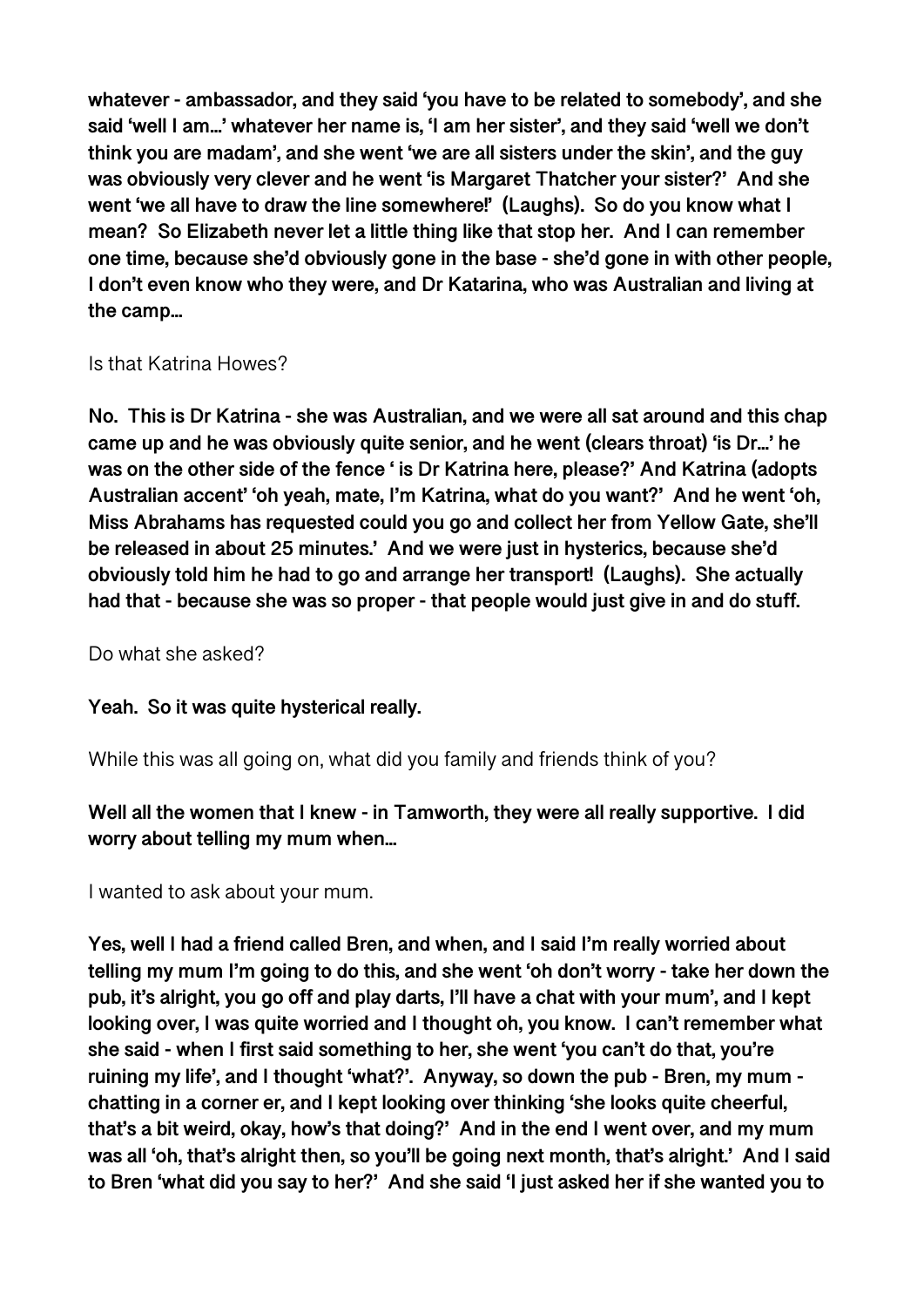**whatever - ambassador, and they said 'you have to be related to somebody', and she said 'well I am…' whatever her name is, 'I am her sister', and they said 'well we don't think you are madam', and she went 'we are all sisters under the skin', and the guy was obviously very clever and he went 'is Margaret Thatcher your sister?' And she went 'we all have to draw the line somewhere!' (Laughs). So do you know what I mean? So Elizabeth never let a little thing like that stop her. And I can remember one time, because she'd obviously gone in the base - she'd gone in with other people, I don't even know who they were, and Dr Katarina, who was Australian and living at the camp…**

Is that Katrina Howes?

**No. This is Dr Katrina - she was Australian, and we were all sat around and this chap came up and he was obviously quite senior, and he went (clears throat) 'is Dr…' he was on the other side of the fence ' is Dr Katrina here, please?' And Katrina (adopts Australian accent' 'oh yeah, mate, I'm Katrina, what do you want?' And he went 'oh, Miss Abrahams has requested could you go and collect her from Yellow Gate, she'll be released in about 25 minutes.' And we were just in hysterics, because she'd obviously told him he had to go and arrange her transport! (Laughs). She actually had that - because she was so proper - that people would just give in and do stuff.**

Do what she asked?

**Yeah. So it was quite hysterical really.**

While this was all going on, what did you family and friends think of you?

**Well all the women that I knew - in Tamworth, they were all really supportive. I did worry about telling my mum when…**

I wanted to ask about your mum.

**Yes, well I had a friend called Bren, and when, and I said I'm really worried about telling my mum I'm going to do this, and she went 'oh don't worry - take her down the pub, it's alright, you go off and play darts, I'll have a chat with your mum', and I kept looking over, I was quite worried and I thought oh, you know. I can't remember what she said - when I first said something to her, she went 'you can't do that, you're ruining my life', and I thought 'what?'. Anyway, so down the pub - Bren, my mum - chatting in a corner er, and I kept looking over thinking 'she looks quite cheerful, that's a bit weird, okay, how's that doing?' And in the end I went over, and my mum was all 'oh, that's alright then, so you'll be going next month, that's alright.' And I said to Bren 'what did you say to her?' And she said 'I just asked her if she wanted you to**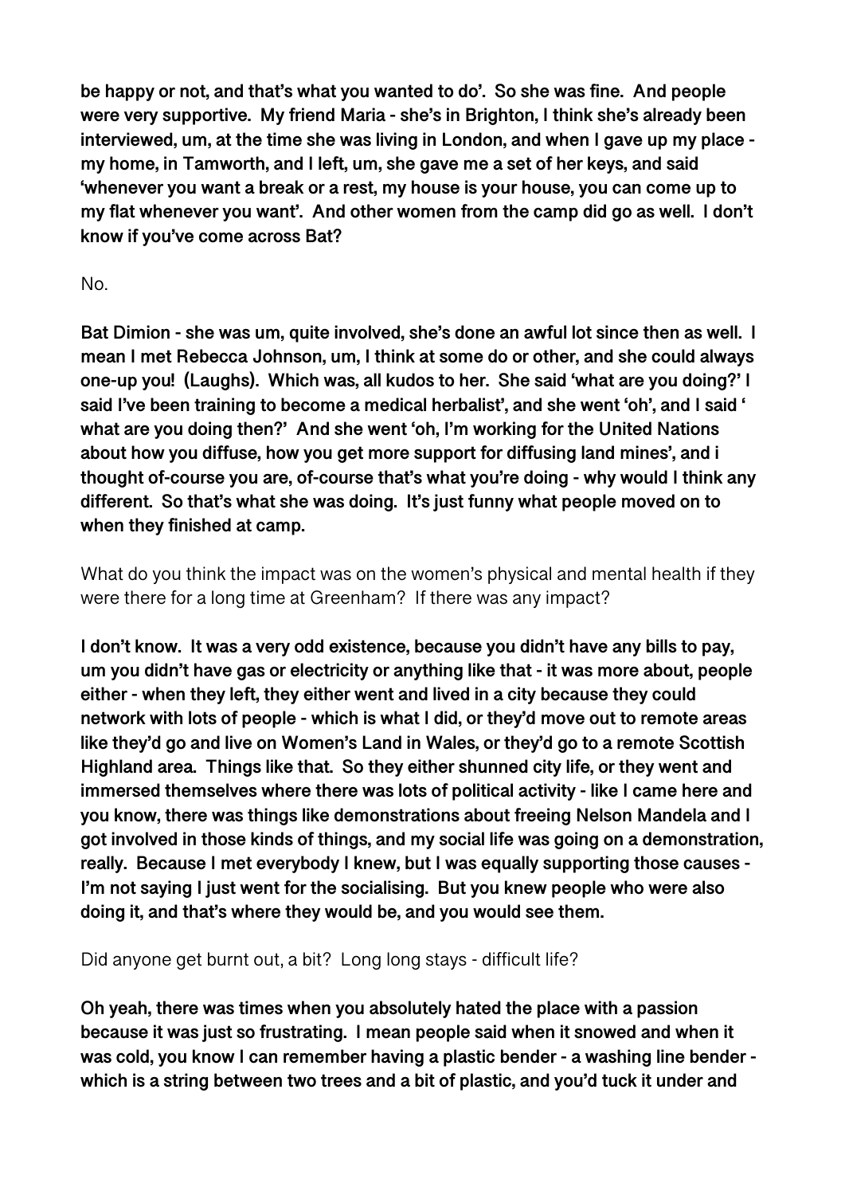**be happy or not, and that's what you wanted to do'. So she was fine. And people were very supportive. My friend Maria - she's in Brighton, I think she's already been interviewed, um, at the time she was living in London, and when I gave up my place - my home, in Tamworth, and I left, um, she gave me a set of her keys, and said 'whenever you want a break or a rest, my house is your house, you can come up to my flat whenever you want'. And other women from the camp did go as well. I don't know if you've come across Bat?**

No.

**Bat Dimion - she was um, quite involved, she's done an awful lot since then as well. I mean I met Rebecca Johnson, um, I think at some do or other, and she could always one-up you! (Laughs). Which was, all kudos to her. She said 'what are you doing?' I said I've been training to become a medical herbalist', and she went 'oh', and I said ' what are you doing then?' And she went 'oh, I'm working for the United Nations about how you diffuse, how you get more support for diffusing land mines', and i thought of-course you are, of-course that's what you're doing - why would I think any different. So that's what she was doing. It's just funny what people moved on to when they finished at camp.**

What do you think the impact was on the women's physical and mental health if they were there for a long time at Greenham? If there was any impact?

**I don't know. It was a very odd existence, because you didn't have any bills to pay, um you didn't have gas or electricity or anything like that - it was more about, people either - when they left, they either went and lived in a city because they could network with lots of people - which is what I did, or they'd move out to remote areas like they'd go and live on Women's Land in Wales, or they'd go to a remote Scottish Highland area. Things like that. So they either shunned city life, or they went and immersed themselves where there was lots of political activity - like I came here and you know, there was things like demonstrations about freeing Nelson Mandela and I got involved in those kinds of things, and my social life was going on a demonstration, really. Because I met everybody I knew, but I was equally supporting those causes - I'm not saying I just went for the socialising. But you knew people who were also doing it, and that's where they would be, and you would see them.**

Did anyone get burnt out, a bit? Long long stays - difficult life?

**Oh yeah, there was times when you absolutely hated the place with a passion because it was just so frustrating. I mean people said when it snowed and when it was cold, you know I can remember having a plastic bender - a washing line bender - which is a string between two trees and a bit of plastic, and you'd tuck it under and**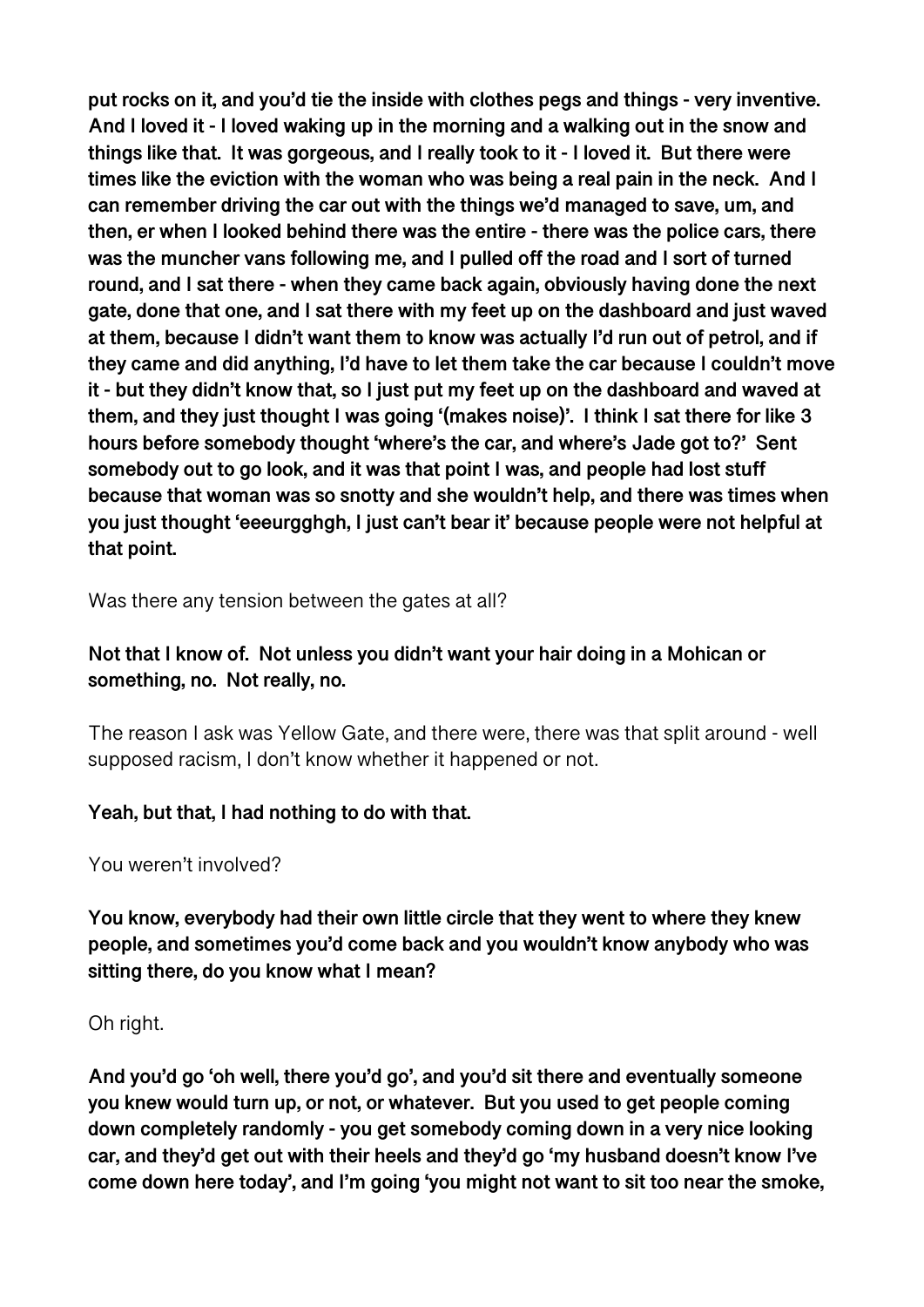**put rocks on it, and you'd tie the inside with clothes pegs and things - very inventive. And I loved it - I loved waking up in the morning and a walking out in the snow and things like that. It was gorgeous, and I really took to it - I loved it. But there were times like the eviction with the woman who was being a real pain in the neck. And I can remember driving the car out with the things we'd managed to save, um, and then, er when I looked behind there was the entire - there was the police cars, there was the muncher vans following me, and I pulled off the road and I sort of turned round, and I sat there - when they came back again, obviously having done the next gate, done that one, and I sat there with my feet up on the dashboard and just waved at them, because I didn't want them to know was actually I'd run out of petrol, and if they came and did anything, I'd have to let them take the car because I couldn't move it - but they didn't know that, so I just put my feet up on the dashboard and waved at them, and they just thought I was going '(makes noise)'. I think I sat there for like 3 hours before somebody thought 'where's the car, and where's Jade got to?' Sent somebody out to go look, and it was that point I was, and people had lost stuff because that woman was so snotty and she wouldn't help, and there was times when you just thought 'eeeurgghgh, I just can't bear it' because people were not helpful at that point.**

Was there any tension between the gates at all?

**Not that I know of. Not unless you didn't want your hair doing in a Mohican or something, no. Not really, no.**

The reason I ask was Yellow Gate, and there were, there was that split around - well supposed racism, I don't know whether it happened or not.

**Yeah, but that, I had nothing to do with that.**

You weren't involved?

**You know, everybody had their own little circle that they went to where they knew people, and sometimes you'd come back and you wouldn't know anybody who was sitting there, do you know what I mean?**

Oh right.

**And you'd go 'oh well, there you'd go', and you'd sit there and eventually someone you knew would turn up, or not, or whatever. But you used to get people coming down completely randomly - you get somebody coming down in a very nice looking car, and they'd get out with their heels and they'd go 'my husband doesn't know I've come down here today', and I'm going 'you might not want to sit too near the smoke,**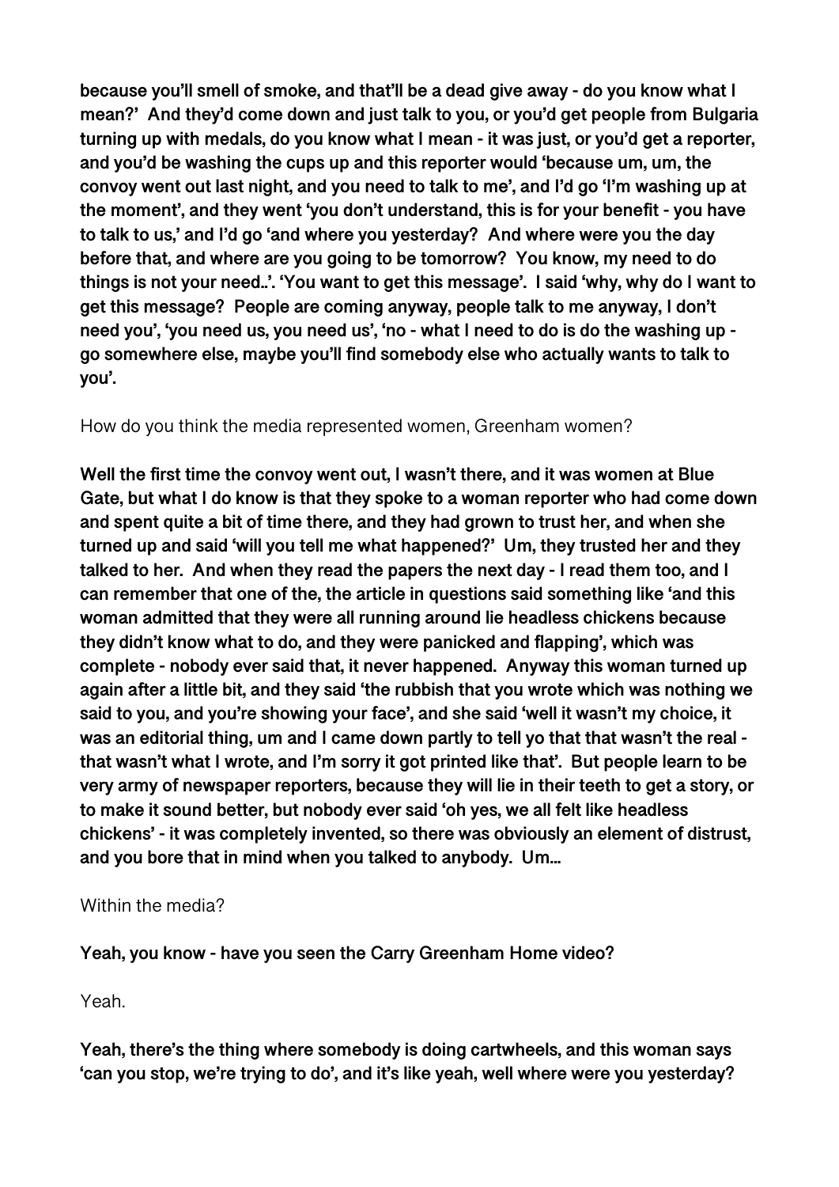**because you'll smell of smoke, and that'll be a dead give away - do you know what I mean?' And they'd come down and just talk to you, or you'd get people from Bulgaria turning up with medals, do you know what I mean - it was just, or you'd get a reporter, and you'd be washing the cups up and this reporter would 'because um, um, the convoy went out last night, and you need to talk to me', and I'd go 'I'm washing up at the moment', and they went 'you don't understand, this is for your benefit - you have to talk to us,' and I'd go 'and where you yesterday? And where were you the day before that, and where are you going to be tomorrow? You know, my need to do things is not your need..'. 'You want to get this message'. I said 'why, why do I want to get this message? People are coming anyway, people talk to me anyway, I don't need you', 'you need us, you need us', 'no - what I need to do is do the washing up - go somewhere else, maybe you'll find somebody else who actually wants to talk to you'.**

How do you think the media represented women, Greenham women?

**Well the first time the convoy went out, I wasn't there, and it was women at Blue Gate, but what I do know is that they spoke to a woman reporter who had come down and spent quite a bit of time there, and they had grown to trust her, and when she turned up and said 'will you tell me what happened?' Um, they trusted her and they talked to her. And when they read the papers the next day - I read them too, and I can remember that one of the, the article in questions said something like 'and this woman admitted that they were all running around lie headless chickens because they didn't know what to do, and they were panicked and flapping', which was complete - nobody ever said that, it never happened. Anyway this woman turned up again after a little bit, and they said 'the rubbish that you wrote which was nothing we said to you, and you're showing your face', and she said 'well it wasn't my choice, it was an editorial thing, um and I came down partly to tell yo that that wasn't the real - that wasn't what I wrote, and I'm sorry it got printed like that'. But people learn to be very army of newspaper reporters, because they will lie in their teeth to get a story, or to make it sound better, but nobody ever said 'oh yes, we all felt like headless chickens' - it was completely invented, so there was obviously an element of distrust, and you bore that in mind when you talked to anybody. Um...**

Within the media?

**Yeah, you know - have you seen the Carry Greenham Home video?**

Yeah.

**Yeah, there's the thing where somebody is doing cartwheels, and this woman says 'can you stop, we're trying to do', and it's like yeah, well where were you yesterday?**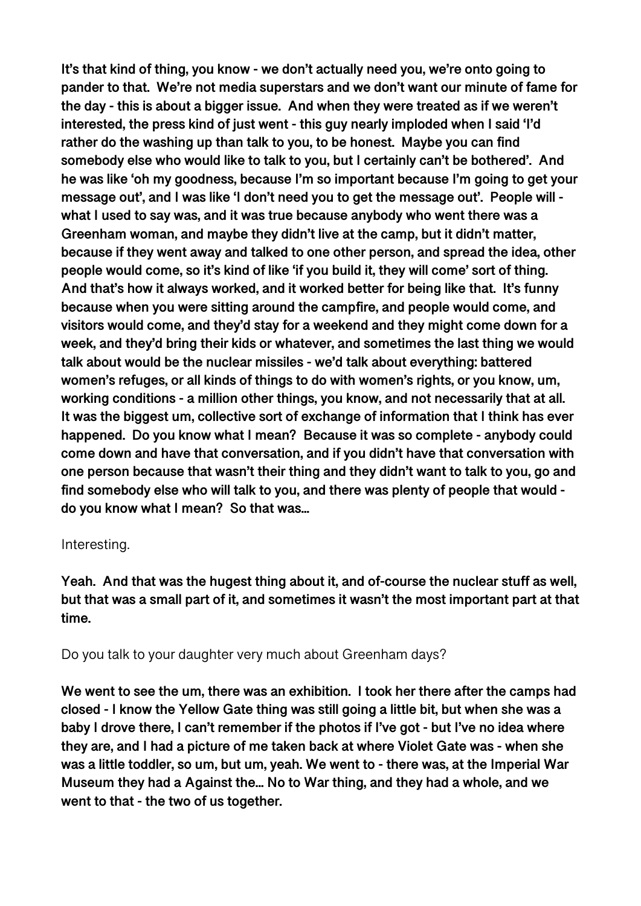**It's that kind of thing, you know - we don't actually need you, we're onto going to pander to that. We're not media superstars and we don't want our minute of fame for the day - this is about a bigger issue. And when they were treated as if we weren't interested, the press kind of just went - this guy nearly imploded when I said 'I'd rather do the washing up than talk to you, to be honest. Maybe you can find somebody else who would like to talk to you, but I certainly can't be bothered'. And he was like 'oh my goodness, because I'm so important because I'm going to get your message out', and I was like 'I don't need you to get the message out'. People will - what I used to say was, and it was true because anybody who went there was a Greenham woman, and maybe they didn't live at the camp, but it didn't matter, because if they went away and talked to one other person, and spread the idea, other people would come, so it's kind of like 'if you build it, they will come' sort of thing. And that's how it always worked, and it worked better for being like that. It's funny because when you were sitting around the campfire, and people would come, and visitors would come, and they'd stay for a weekend and they might come down for a week, and they'd bring their kids or whatever, and sometimes the last thing we would talk about would be the nuclear missiles - we'd talk about everything: battered women's refuges, or all kinds of things to do with women's rights, or you know, um, working conditions - a million other things, you know, and not necessarily that at all. It was the biggest um, collective sort of exchange of information that I think has ever happened. Do you know what I mean? Because it was so complete - anybody could come down and have that conversation, and if you didn't have that conversation with one person because that wasn't their thing and they didn't want to talk to you, go and find somebody else who will talk to you, and there was plenty of people that would - do you know what I mean? So that was…**

Interesting.

**Yeah. And that was the hugest thing about it, and of-course the nuclear stuff as well, but that was a small part of it, and sometimes it wasn't the most important part at that time.**

Do you talk to your daughter very much about Greenham days?

**We went to see the um, there was an exhibition. I took her there after the camps had closed - I know the Yellow Gate thing was still going a little bit, but when she was a baby I drove there, I can't remember if the photos if I've got - but I've no idea where they are, and I had a picture of me taken back at where Violet Gate was - when she was a little toddler, so um, but um, yeah. We went to - there was, at the Imperial War Museum they had a Against the… No to War thing, and they had a whole, and we went to that - the two of us together.**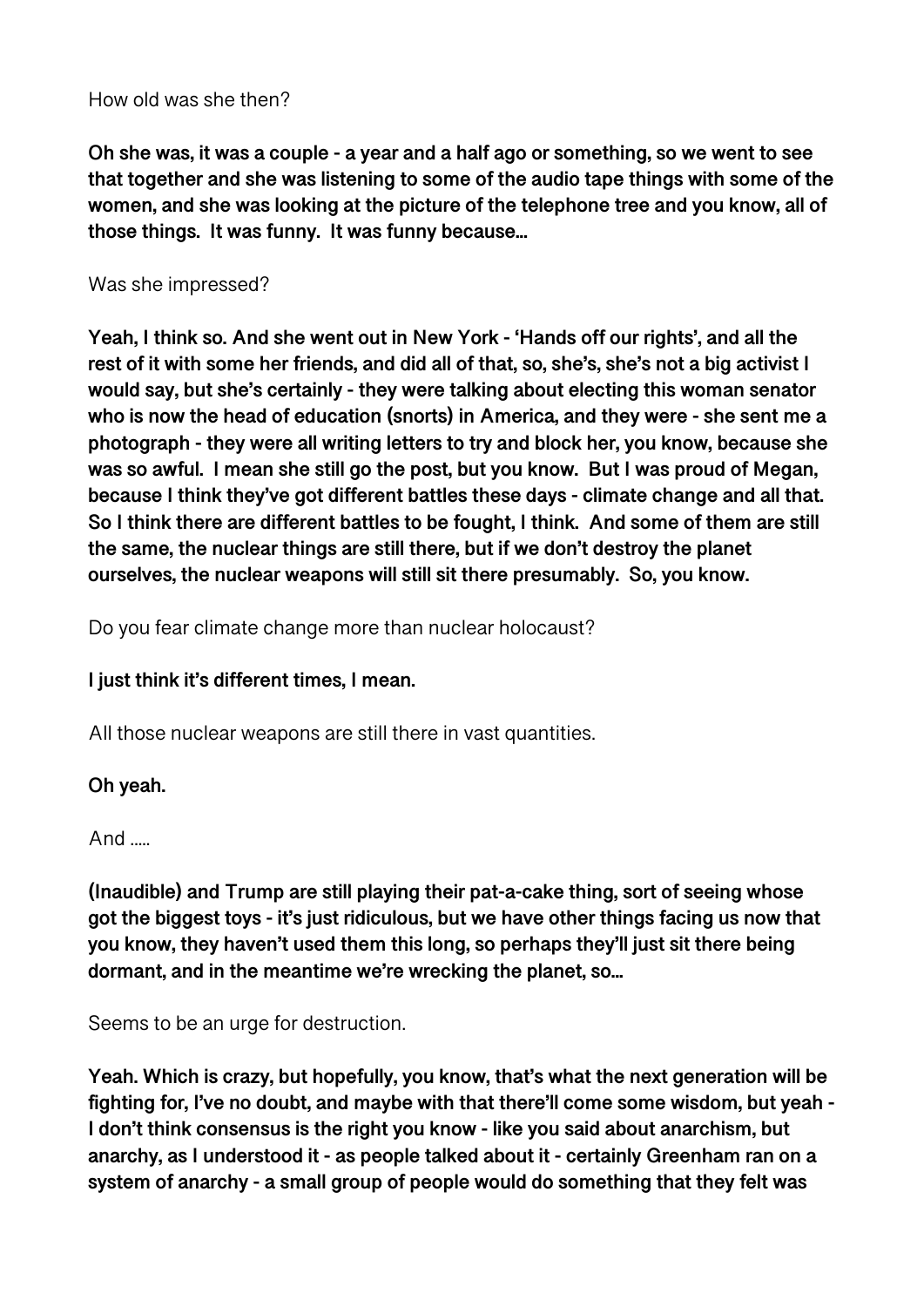How old was she then?

**Oh she was, it was a couple - a year and a half ago or something, so we went to see that together and she was listening to some of the audio tape things with some of the women, and she was looking at the picture of the telephone tree and you know, all of those things. It was funny. It was funny because...**

Was she impressed?

**Yeah, I think so. And she went out in New York - 'Hands off our rights', and all the rest of it with some her friends, and did all of that, so, she's, she's not a big activist I would say, but she's certainly - they were talking about electing this woman senator who is now the head of education (snorts) in America, and they were - she sent me a photograph - they were all writing letters to try and block her, you know, because she was so awful. I mean she still go the post, but you know. But I was proud of Megan, because I think they've got different battles these days - climate change and all that. So I think there are different battles to be fought, I think. And some of them are still the same, the nuclear things are still there, but if we don't destroy the planet ourselves, the nuclear weapons will still sit there presumably. So, you know.**

Do you fear climate change more than nuclear holocaust?

**I just think it's different times, I mean.**

All those nuclear weapons are still there in vast quantities.

**Oh yeah.**

And .....

**(Inaudible) and Trump are still playing their pat-a-cake thing, sort of seeing whose got the biggest toys - it's just ridiculous, but we have other things facing us now that you know, they haven't used them this long, so perhaps they'll just sit there being dormant, and in the meantime we're wrecking the planet, so...**

Seems to be an urge for destruction.

**Yeah. Which is crazy, but hopefully, you know, that's what the next generation will be fighting for, I've no doubt, and maybe with that there'll come some wisdom, but yeah - I don't think consensus is the right you know - like you said about anarchism, but anarchy, as I understood it - as people talked about it - certainly Greenham ran on a system of anarchy - a small group of people would do something that they felt was**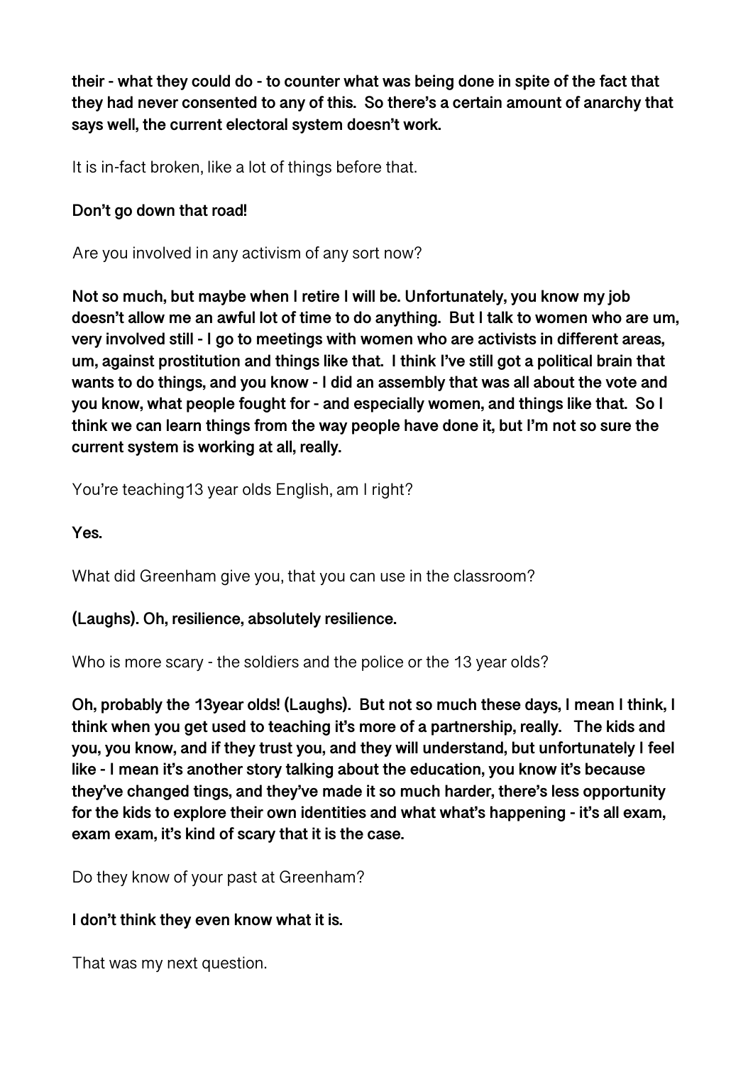**their - what they could do - to counter what was being done in spite of the fact that they had never consented to any of this. So there's a certain amount of anarchy that says well, the current electoral system doesn't work.**

It is in-fact broken, like a lot of things before that.

**Don't go down that road!**

Are you involved in any activism of any sort now?

**Not so much, but maybe when I retire I will be. Unfortunately, you know my job doesn't allow me an awful lot of time to do anything. But I talk to women who are um, very involved still - I go to meetings with women who are activists in different areas, um, against prostitution and things like that. I think I've still got a political brain that wants to do things, and you know - I did an assembly that was all about the vote and you know, what people fought for - and especially women, and things like that. So I think we can learn things from the way people have done it, but I'm not so sure the current system is working at all, really.**

You're teaching13 year olds English, am I right?

**Yes.**

What did Greenham give you, that you can use in the classroom?

**(Laughs). Oh, resilience, absolutely resilience.**

Who is more scary - the soldiers and the police or the 13 year olds?

**Oh, probably the 13year olds! (Laughs). But not so much these days, I mean I think, I think when you get used to teaching it's more of a partnership, really. The kids and you, you know, and if they trust you, and they will understand, but unfortunately I feel like - I mean it's another story talking about the education, you know it's because they've changed tings, and they've made it so much harder, there's less opportunity for the kids to explore their own identities and what what's happening - it's all exam, exam exam, it's kind of scary that it is the case.**

Do they know of your past at Greenham?

**I don't think they even know what it is.**

That was my next question.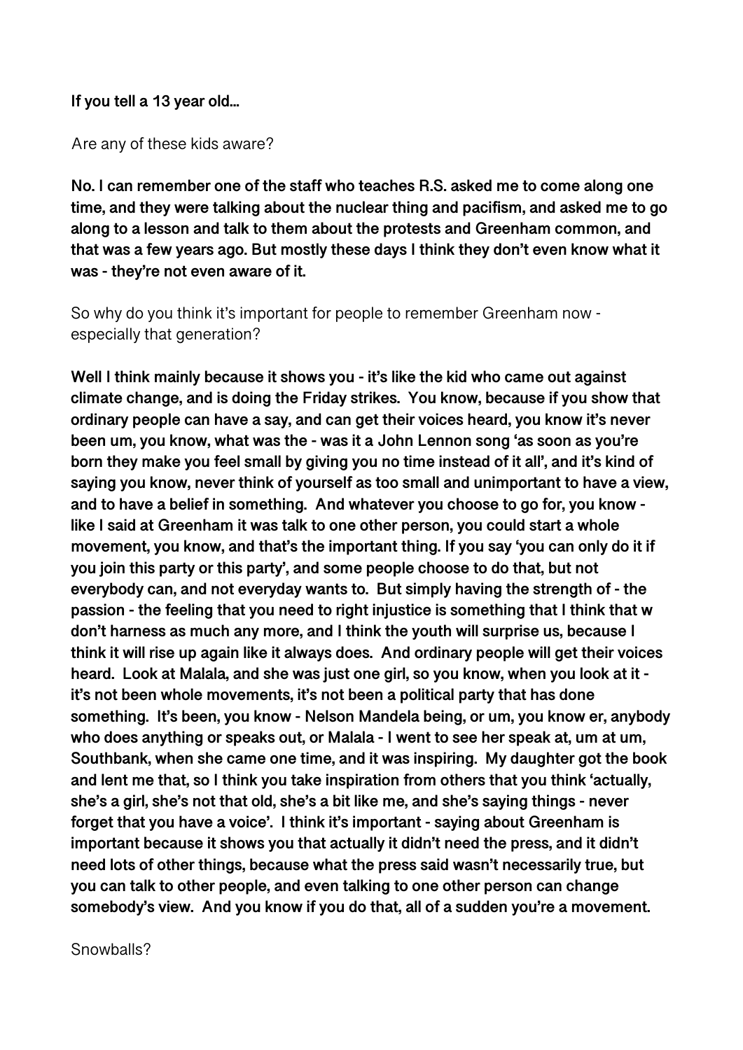**If you tell a 13 year old...**

Are any of these kids aware?

**No. I can remember one of the staff who teaches R.S. asked me to come along one time, and they were talking about the nuclear thing and pacifism, and asked me to go along to a lesson and talk to them about the protests and Greenham common, and that was a few years ago. But mostly these days I think they don't even know what it was - they're not even aware of it.**

So why do you think it's important for people to remember Greenham now - especially that generation?

**Well I think mainly because it shows you - it's like the kid who came out against climate change, and is doing the Friday strikes. You know, because if you show that ordinary people can have a say, and can get their voices heard, you know it's never been um, you know, what was the - was it a John Lennon song 'as soon as you're born they make you feel small by giving you no time instead of it all', and it's kind of saying you know, never think of yourself as too small and unimportant to have a view, and to have a belief in something. And whatever you choose to go for, you know - like I said at Greenham it was talk to one other person, you could start a whole movement, you know, and that's the important thing. If you say 'you can only do it if you join this party or this party', and some people choose to do that, but not everybody can, and not everyday wants to. But simply having the strength of - the passion - the feeling that you need to right injustice is something that I think that w don't harness as much any more, and I think the youth will surprise us, because I think it will rise up again like it always does. And ordinary people will get their voices heard. Look at Malala, and she was just one girl, so you know, when you look at it - it's not been whole movements, it's not been a political party that has done something. It's been, you know - Nelson Mandela being, or um, you know er, anybody who does anything or speaks out, or Malala - I went to see her speak at, um at um, Southbank, when she came one time, and it was inspiring. My daughter got the book and lent me that, so I think you take inspiration from others that you think 'actually, she's a girl, she's not that old, she's a bit like me, and she's saying things - never forget that you have a voice'. I think it's important - saying about Greenham is important because it shows you that actually it didn't need the press, and it didn't need lots of other things, because what the press said wasn't necessarily true, but you can talk to other people, and even talking to one other person can change somebody's view. And you know if you do that, all of a sudden you're a movement.**

Snowballs?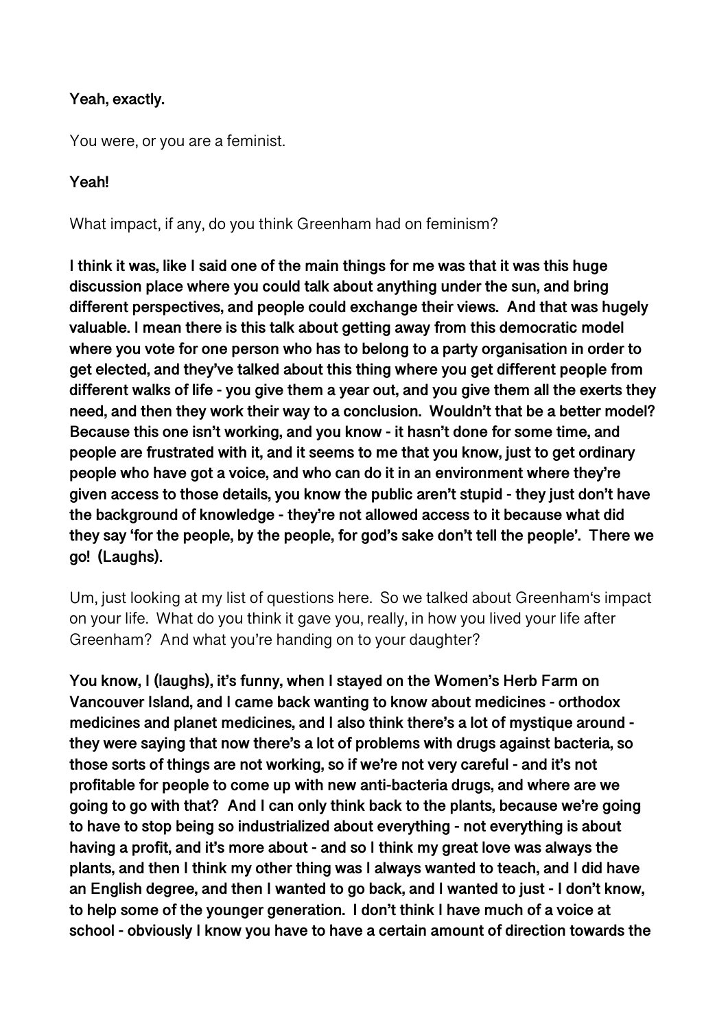**Yeah, exactly.**

You were, or you are a feminist.

**Yeah!**

What impact, if any, do you think Greenham had on feminism?

**I think it was, like I said one of the main things for me was that it was this huge discussion place where you could talk about anything under the sun, and bring different perspectives, and people could exchange their views. And that was hugely valuable. I mean there is this talk about getting away from this democratic model where you vote for one person who has to belong to a party organisation in order to get elected, and they've talked about this thing where you get different people from different walks of life - you give them a year out, and you give them all the exerts they need, and then they work their way to a conclusion. Wouldn't that be a better model? Because this one isn't working, and you know - it hasn't done for some time, and people are frustrated with it, and it seems to me that you know, just to get ordinary people who have got a voice, and who can do it in an environment where they're given access to those details, you know the public aren't stupid - they just don't have the background of knowledge - they're not allowed access to it because what did they say 'for the people, by the people, for god's sake don't tell the people'. There we go! (Laughs).**

Um, just looking at my list of questions here. So we talked about Greenham's impact on your life. What do you think it gave you, really, in how you lived your life after Greenham? And what you're handing on to your daughter?

**You know, I (laughs), it's funny, when I stayed on the Women's Herb Farm on Vancouver Island, and I came back wanting to know about medicines - orthodox medicines and planet medicines, and I also think there's a lot of mystique around - they were saying that now there's a lot of problems with drugs against bacteria, so those sorts of things are not working, so if we're not very careful - and it's not profitable for people to come up with new anti-bacteria drugs, and where are we going to go with that? And I can only think back to the plants, because we're going to have to stop being so industrialized about everything - not everything is about having a profit, and it's more about - and so I think my great love was always the plants, and then I think my other thing was I always wanted to teach, and I did have an English degree, and then I wanted to go back, and I wanted to just - I don't know, to help some of the younger generation. I don't think I have much of a voice at school - obviously I know you have to have a certain amount of direction towards the**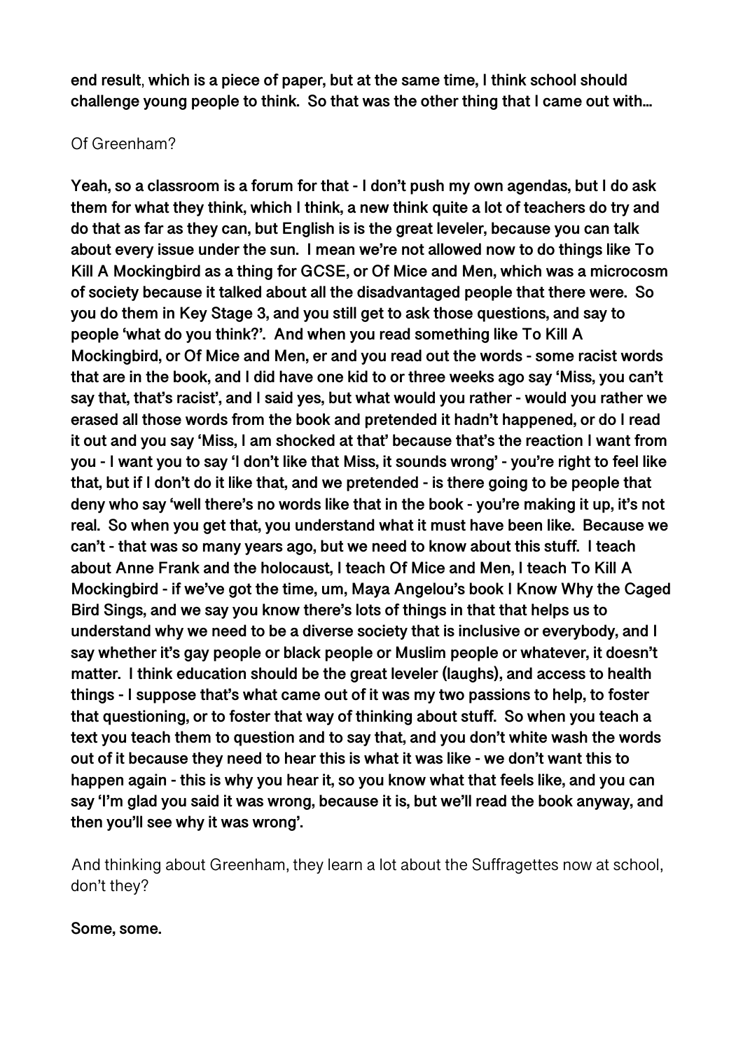**end result, which is a piece of paper, but at the same time, I think school should challenge young people to think. So that was the other thing that I came out with…**

Of Greenham?

**Yeah, so a classroom is a forum for that - I don't push my own agendas, but I do ask them for what they think, which I think, a new think quite a lot of teachers do try and do that as far as they can, but English is is the great leveler, because you can talk about every issue under the sun. I mean we're not allowed now to do things like To Kill A Mockingbird as a thing for GCSE, or Of Mice and Men, which was a microcosm of society because it talked about all the disadvantaged people that there were. So you do them in Key Stage 3, and you still get to ask those questions, and say to people 'what do you think?'. And when you read something like To Kill A Mockingbird, or Of Mice and Men, er and you read out the words - some racist words that are in the book, and I did have one kid to or three weeks ago say 'Miss, you can't say that, that's racist', and I said yes, but what would you rather - would you rather we erased all those words from the book and pretended it hadn't happened, or do I read it out and you say 'Miss, I am shocked at that' because that's the reaction I want from you - I want you to say 'I don't like that Miss, it sounds wrong' - you're right to feel like that, but if I don't do it like that, and we pretended - is there going to be people that deny who say 'well there's no words like that in the book - you're making it up, it's not real. So when you get that, you understand what it must have been like. Because we can't - that was so many years ago, but we need to know about this stuff. I teach about Anne Frank and the holocaust, I teach Of Mice and Men, I teach To Kill A Mockingbird - if we've got the time, um, Maya Angelou's book I Know Why the Caged Bird Sings, and we say you know there's lots of things in that that helps us to understand why we need to be a diverse society that is inclusive or everybody, and I say whether it's gay people or black people or Muslim people or whatever, it doesn't matter. I think education should be the great leveler (laughs), and access to health things - I suppose that's what came out of it was my two passions to help, to foster that questioning, or to foster that way of thinking about stuff. So when you teach a text you teach them to question and to say that, and you don't white wash the words out of it because they need to hear this is what it was like - we don't want this to happen again - this is why you hear it, so you know what that feels like, and you can say 'I'm glad you said it was wrong, because it is, but we'll read the book anyway, and then you'll see why it was wrong'.**

And thinking about Greenham, they learn a lot about the Suffragettes now at school, don't they?

**Some, some.**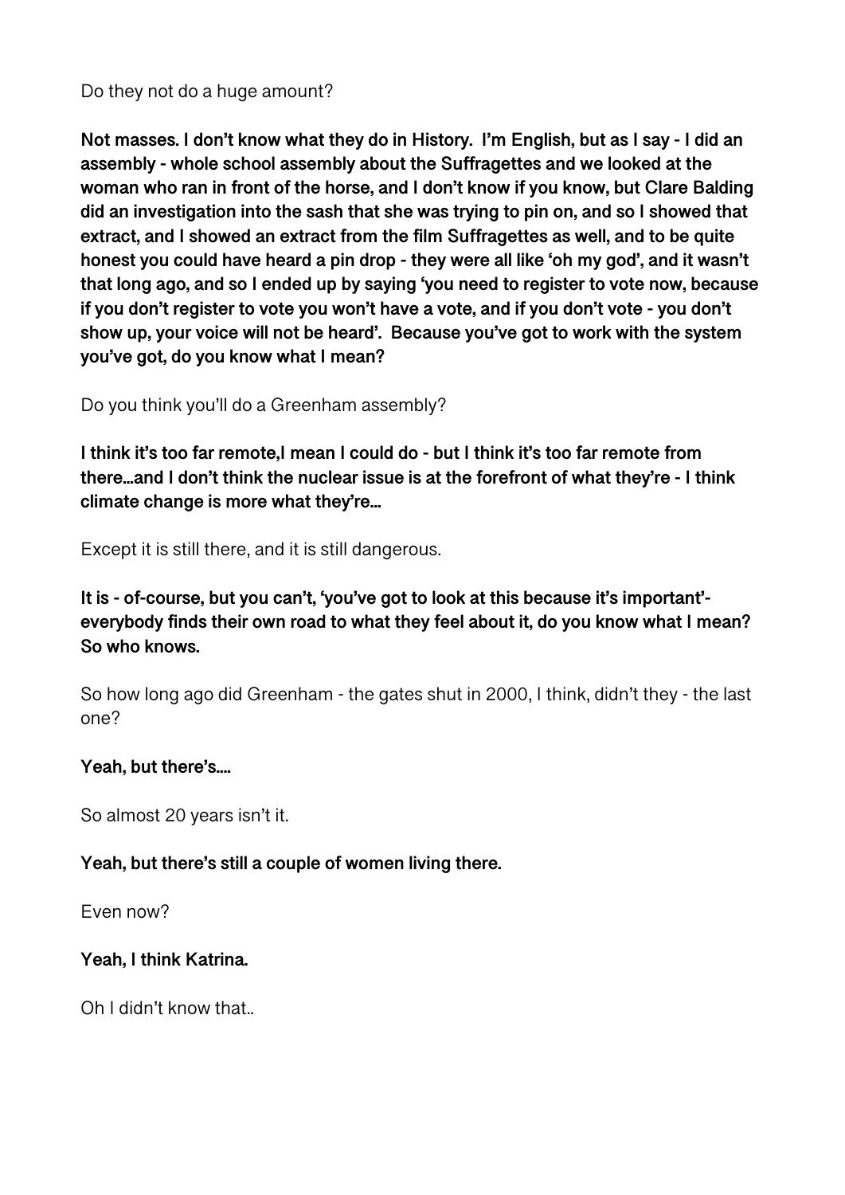Do they not do a huge amount?

**Not masses. I don't know what they do in History.  I'm English, but as I say - I did an assembly - whole school assembly about the Suffragettes and we looked at the woman who ran in front of the horse, and I don't know if you know, but Clare Balding did an investigation into the sash that she was trying to pin on, and so I showed that extract, and I showed an extract from the film Suffragettes as well, and to be quite honest you could have heard a pin drop - they were all like 'oh my god', and it wasn't that long ago, and so I ended up by saying 'you need to register to vote now, because if you don't register to vote you won't have a vote, and if you don't vote - you don't show up, your voice will not be heard'.  Because you've got to work with the system you've got, do you know what I mean?**

Do you think you'll do a Greenham assembly?

**I think it's too far remote,I mean I could do - but I think it's too far remote from there...and I don't think the nuclear issue is at the forefront of what they're - I think climate change is more what they're...**

Except it is still there, and it is still dangerous.

**It is - of-course, but you can't, 'you've got to look at this because it's important'- everybody finds their own road to what they feel about it, do you know what I mean? So who knows.**

So how long ago did Greenham - the gates shut in 2000, I think, didn't they - the last one?

**Yeah, but there's....**

So almost 20 years isn't it.

**Yeah, but there's still a couple of women living there.**

Even now?

**Yeah, I think Katrina.**

Oh I didn't know that..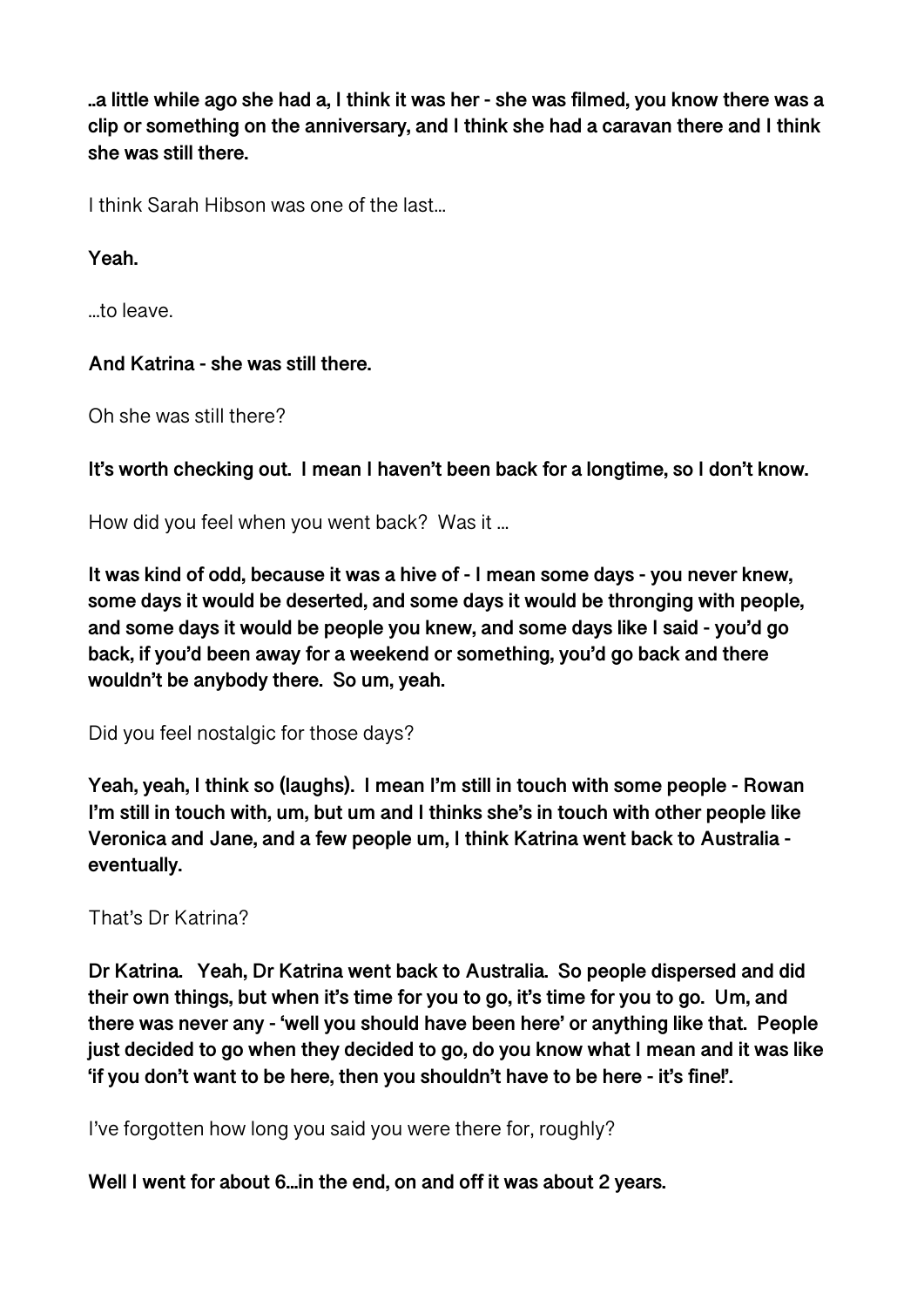**..a little while ago she had a, I think it was her - she was filmed, you know there was a clip or something on the anniversary, and I think she had a caravan there and I think she was still there.**

I think Sarah Hibson was one of the last...

**Yeah.**

...to leave.

**And Katrina - she was still there.**

Oh she was still there?

**It's worth checking out. I mean I haven't been back for a longtime, so I don't know.**

How did you feel when you went back? Was it ...

**It was kind of odd, because it was a hive of - I mean some days - you never knew, some days it would be deserted, and some days it would be thronging with people, and some days it would be people you knew, and some days like I said - you'd go back, if you'd been away for a weekend or something, you'd go back and there wouldn't be anybody there. So um, yeah.**

Did you feel nostalgic for those days?

**Yeah, yeah, I think so (laughs). I mean I'm still in touch with some people - Rowan I'm still in touch with, um, but um and I thinks she's in touch with other people like Veronica and Jane, and a few people um, I think Katrina went back to Australia - eventually.**

That's Dr Katrina?

**Dr Katrina. Yeah, Dr Katrina went back to Australia. So people dispersed and did their own things, but when it's time for you to go, it's time for you to go. Um, and there was never any - 'well you should have been here' or anything like that. People just decided to go when they decided to go, do you know what I mean and it was like 'if you don't want to be here, then you shouldn't have to be here - it's fine!'.**

I've forgotten how long you said you were there for, roughly?

**Well I went for about 6...in the end, on and off it was about 2 years.**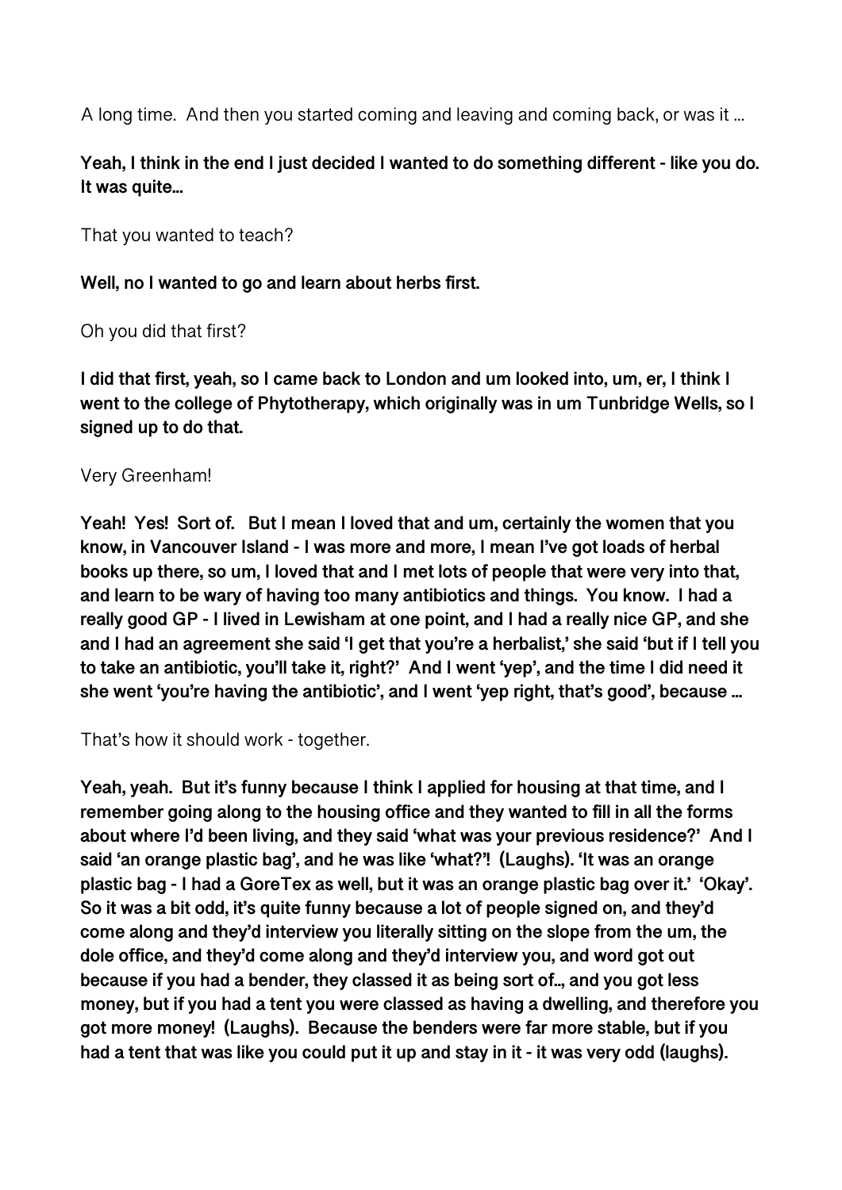A long time. And then you started coming and leaving and coming back, or was it …

**Yeah, I think in the end I just decided I wanted to do something different - like you do. It was quite…**

That you wanted to teach?

**Well, no I wanted to go and learn about herbs first.**

Oh you did that first?

**I did that first, yeah, so I came back to London and um looked into, um, er, I think I went to the college of Phytotherapy, which originally was in um Tunbridge Wells, so I signed up to do that.**

Very Greenham!

**Yeah! Yes! Sort of. But I mean I loved that and um, certainly the women that you know, in Vancouver Island - I was more and more, I mean I've got loads of herbal books up there, so um, I loved that and I met lots of people that were very into that, and learn to be wary of having too many antibiotics and things. You know. I had a really good GP - I lived in Lewisham at one point, and I had a really nice GP, and she and I had an agreement she said 'I get that you're a herbalist,' she said 'but if I tell you to take an antibiotic, you'll take it, right?' And I went 'yep', and the time I did need it she went 'you're having the antibiotic', and I went 'yep right, that's good', because …**

That's how it should work - together.

**Yeah, yeah. But it's funny because I think I applied for housing at that time, and I remember going along to the housing office and they wanted to fill in all the forms about where I'd been living, and they said 'what was your previous residence?' And I said 'an orange plastic bag', and he was like 'what?'! (Laughs). 'It was an orange plastic bag - I had a GoreTex as well, but it was an orange plastic bag over it.' 'Okay'. So it was a bit odd, it's quite funny because a lot of people signed on, and they'd come along and they'd interview you literally sitting on the slope from the um, the dole office, and they'd come along and they'd interview you, and word got out because if you had a bender, they classed it as being sort of…, and you got less money, but if you had a tent you were classed as having a dwelling, and therefore you got more money! (Laughs). Because the benders were far more stable, but if you had a tent that was like you could put it up and stay in it - it was very odd (laughs).**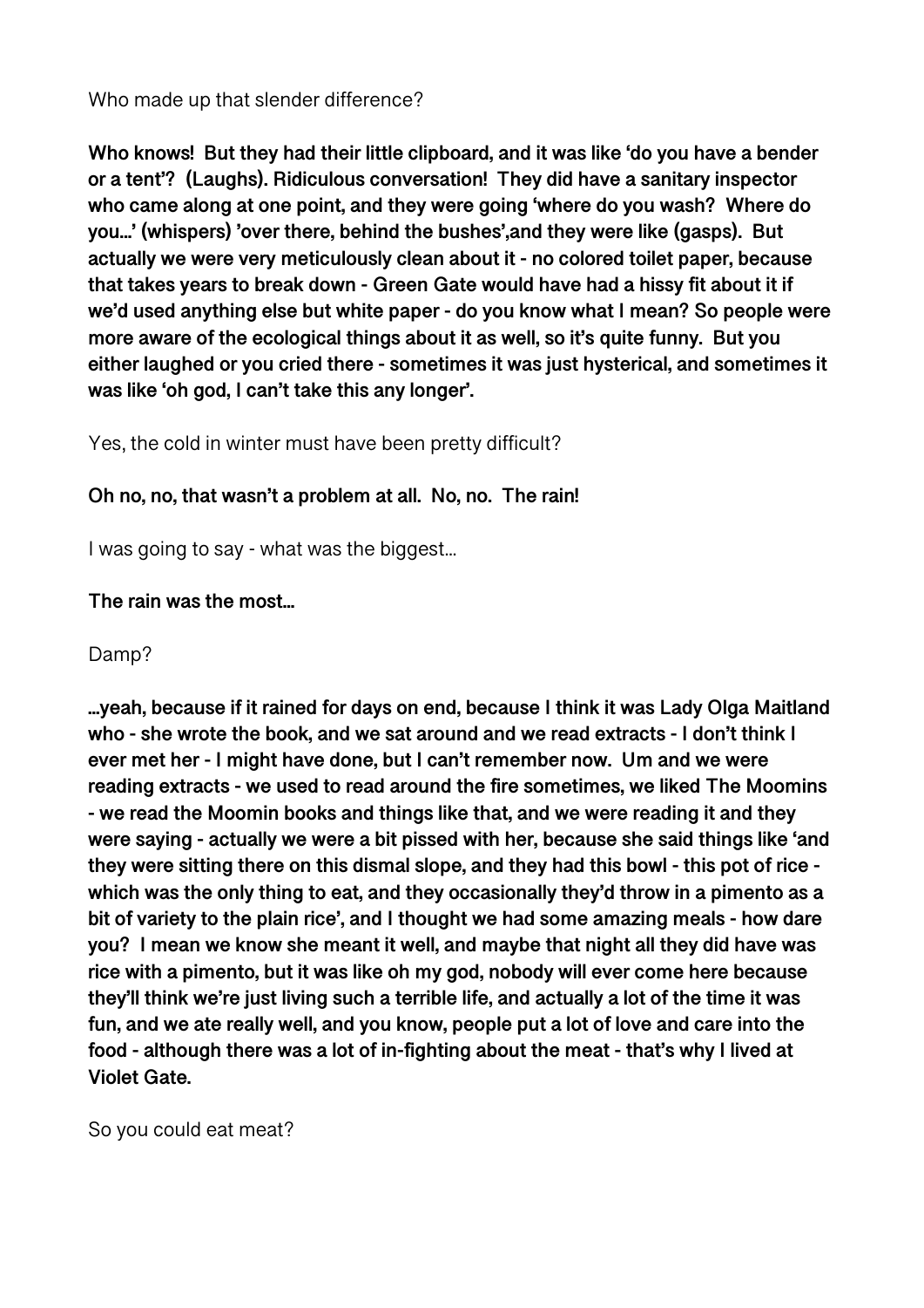Who made up that slender difference?

**Who knows! But they had their little clipboard, and it was like 'do you have a bender or a tent'? (Laughs). Ridiculous conversation! They did have a sanitary inspector who came along at one point, and they were going 'where do you wash? Where do you...' (whispers) 'over there, behind the bushes',and they were like (gasps). But actually we were very meticulously clean about it - no colored toilet paper, because that takes years to break down - Green Gate would have had a hissy fit about it if we'd used anything else but white paper - do you know what I mean? So people were more aware of the ecological things about it as well, so it's quite funny. But you either laughed or you cried there - sometimes it was just hysterical, and sometimes it was like 'oh god, I can't take this any longer'.**

Yes, the cold in winter must have been pretty difficult?

**Oh no, no, that wasn't a problem at all. No, no. The rain!**

I was going to say - what was the biggest...

**The rain was the most...**

Damp?

**...yeah, because if it rained for days on end, because I think it was Lady Olga Maitland who - she wrote the book, and we sat around and we read extracts - I don't think I ever met her - I might have done, but I can't remember now. Um and we were reading extracts - we used to read around the fire sometimes, we liked The Moomins - we read the Moomin books and things like that, and we were reading it and they were saying - actually we were a bit pissed with her, because she said things like 'and they were sitting there on this dismal slope, and they had this bowl - this pot of rice - which was the only thing to eat, and they occasionally they'd throw in a pimento as a bit of variety to the plain rice', and I thought we had some amazing meals - how dare you? I mean we know she meant it well, and maybe that night all they did have was rice with a pimento, but it was like oh my god, nobody will ever come here because they'll think we're just living such a terrible life, and actually a lot of the time it was fun, and we ate really well, and you know, people put a lot of love and care into the food - although there was a lot of in-fighting about the meat - that's why I lived at Violet Gate.**

So you could eat meat?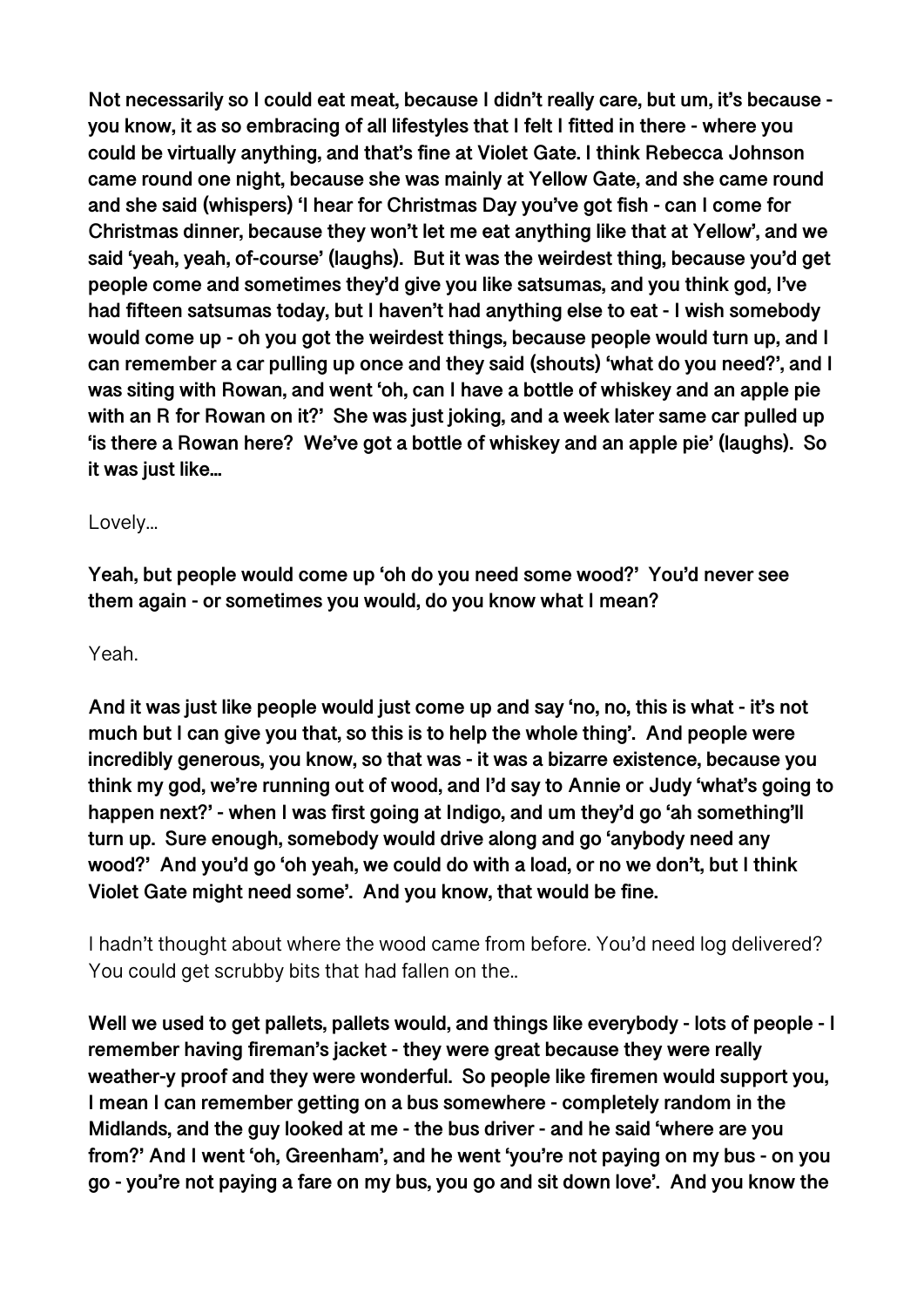**Not necessarily so I could eat meat, because I didn't really care, but um, it's because - you know, it as so embracing of all lifestyles that I felt I fitted in there - where you could be virtually anything, and that's fine at Violet Gate. I think Rebecca Johnson came round one night, because she was mainly at Yellow Gate, and she came round and she said (whispers) 'I hear for Christmas Day you've got fish - can I come for Christmas dinner, because they won't let me eat anything like that at Yellow', and we said 'yeah, yeah, of-course' (laughs). But it was the weirdest thing, because you'd get people come and sometimes they'd give you like satsumas, and you think god, I've had fifteen satsumas today, but I haven't had anything else to eat - I wish somebody would come up - oh you got the weirdest things, because people would turn up, and I can remember a car pulling up once and they said (shouts) 'what do you need?', and I was siting with Rowan, and went 'oh, can I have a bottle of whiskey and an apple pie with an R for Rowan on it?' She was just joking, and a week later same car pulled up 'is there a Rowan here? We've got a bottle of whiskey and an apple pie' (laughs). So it was just like…**

Lovely…

**Yeah, but people would come up 'oh do you need some wood?' You'd never see them again - or sometimes you would, do you know what I mean?**

Yeah.

**And it was just like people would just come up and say 'no, no, this is what - it's not much but I can give you that, so this is to help the whole thing'. And people were incredibly generous, you know, so that was - it was a bizarre existence, because you think my god, we're running out of wood, and I'd say to Annie or Judy 'what's going to happen next?' - when I was first going at Indigo, and um they'd go 'ah something'll turn up. Sure enough, somebody would drive along and go 'anybody need any wood?' And you'd go 'oh yeah, we could do with a load, or no we don't, but I think Violet Gate might need some'. And you know, that would be fine.**

I hadn't thought about where the wood came from before. You'd need log delivered? You could get scrubby bits that had fallen on the..

**Well we used to get pallets, pallets would, and things like everybody - lots of people - I remember having fireman's jacket - they were great because they were really weather-y proof and they were wonderful. So people like firemen would support you, I mean I can remember getting on a bus somewhere - completely random in the Midlands, and the guy looked at me - the bus driver - and he said 'where are you from?' And I went 'oh, Greenham', and he went 'you're not paying on my bus - on you go - you're not paying a fare on my bus, you go and sit down love'. And you know the**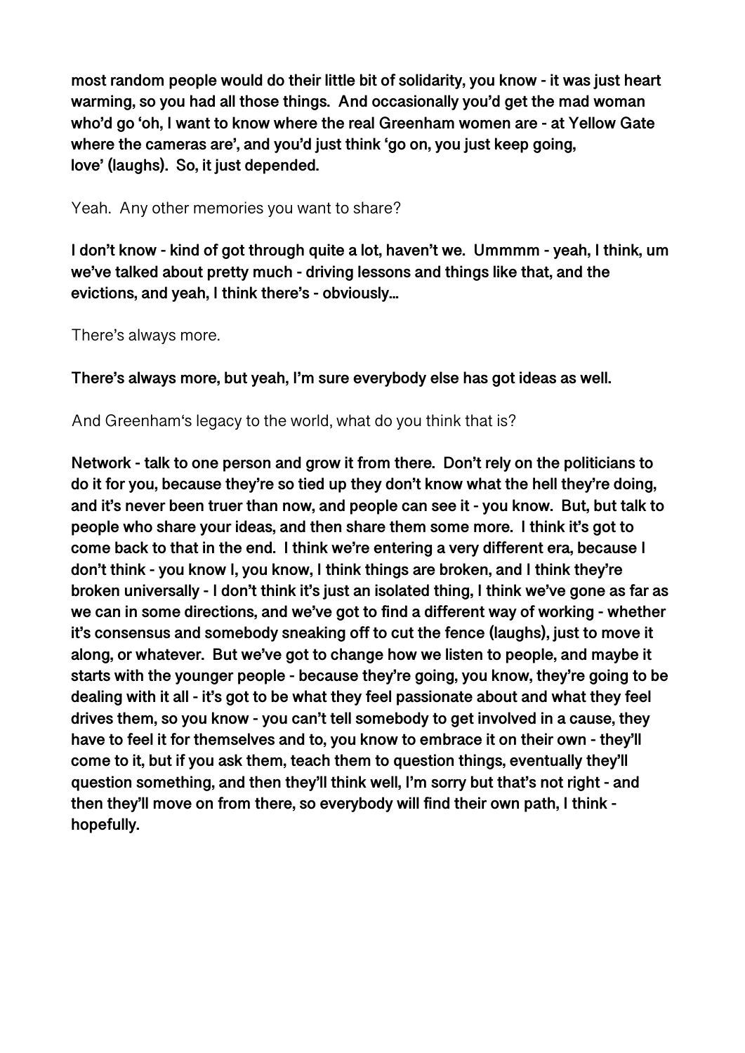**most random people would do their little bit of solidarity, you know - it was just heart warming, so you had all those things.  And occasionally you'd get the mad woman who'd go 'oh, I want to know where the real Greenham women are - at Yellow Gate where the cameras are', and you'd just think 'go on, you just keep going, love' (laughs).  So, it just depended.**

Yeah.  Any other memories you want to share?

**I don't know - kind of got through quite a lot, haven't we.  Ummmm - yeah, I think, um we've talked about pretty much - driving lessons and things like that, and the evictions, and yeah, I think there's - obviously…**

There's always more.

**There's always more, but yeah, I'm sure everybody else has got ideas as well.**

And Greenham's legacy to the world, what do you think that is?

**Network - talk to one person and grow it from there.  Don't rely on the politicians to do it for you, because they're so tied up they don't know what the hell they're doing, and it's never been truer than now, and people can see it - you know.  But, but talk to people who share your ideas, and then share them some more.  I think it's got to come back to that in the end.  I think we're entering a very different era, because I don't think - you know I, you know, I think things are broken, and I think they're broken universally - I don't think it's just an isolated thing, I think we've gone as far as we can in some directions, and we've got to find a different way of working - whether it's consensus and somebody sneaking off to cut the fence (laughs), just to move it along, or whatever.  But we've got to change how we listen to people, and maybe it starts with the younger people - because they're going, you know, they're going to be dealing with it all - it's got to be what they feel passionate about and what they feel drives them, so you know - you can't tell somebody to get involved in a cause, they have to feel it for themselves and to, you know to embrace it on their own - they'll come to it, but if you ask them, teach them to question things, eventually they'll question something, and then they'll think well, I'm sorry but that's not right - and then they'll move on from there, so everybody will find their own path, I think - hopefully.**